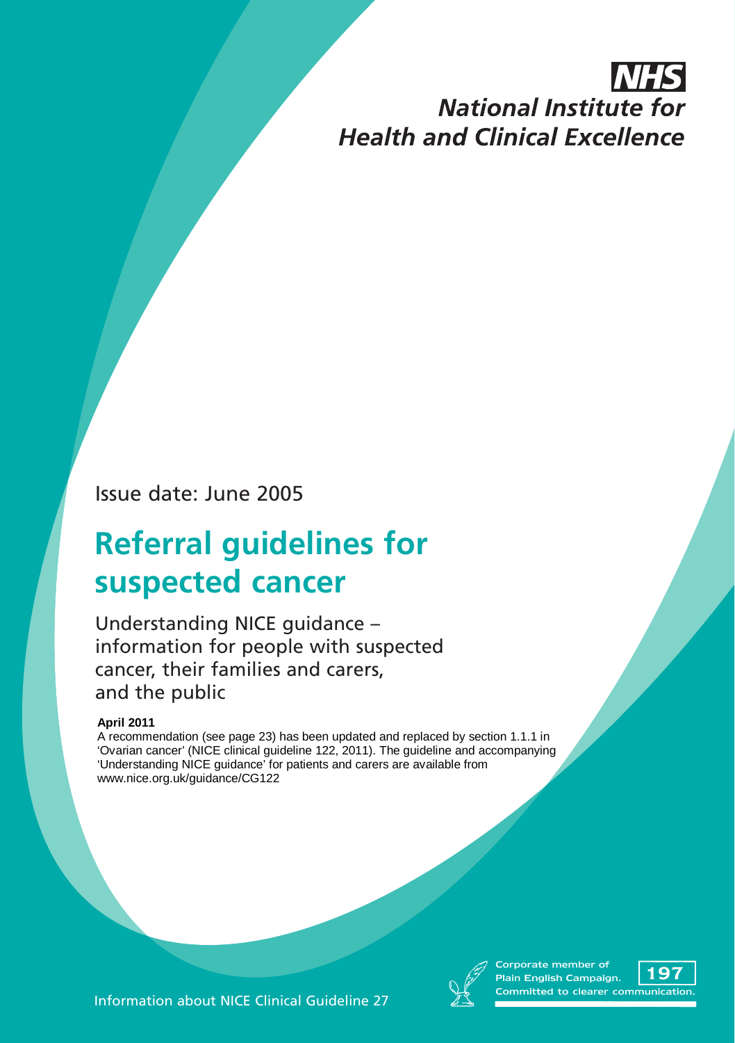NHS
*National Institute for Health and Clinical Excellence*

Issue date: June 2005

# Referral guidelines for suspected cancer

Understanding NICE guidance – information for people with suspected cancer, their families and carers, and the public

**April 2011**

A recommendation (see page 23) has been updated and replaced by section 1.1.1 in 'Ovarian cancer' (NICE clinical guideline 122, 2011). The guideline and accompanying 'Understanding NICE guidance' for patients and carers are available from www.nice.org.uk/guidance/CG122

Corporate member of Plain English Campaign. 197 Committed to clearer communication.

Information about NICE Clinical Guideline 27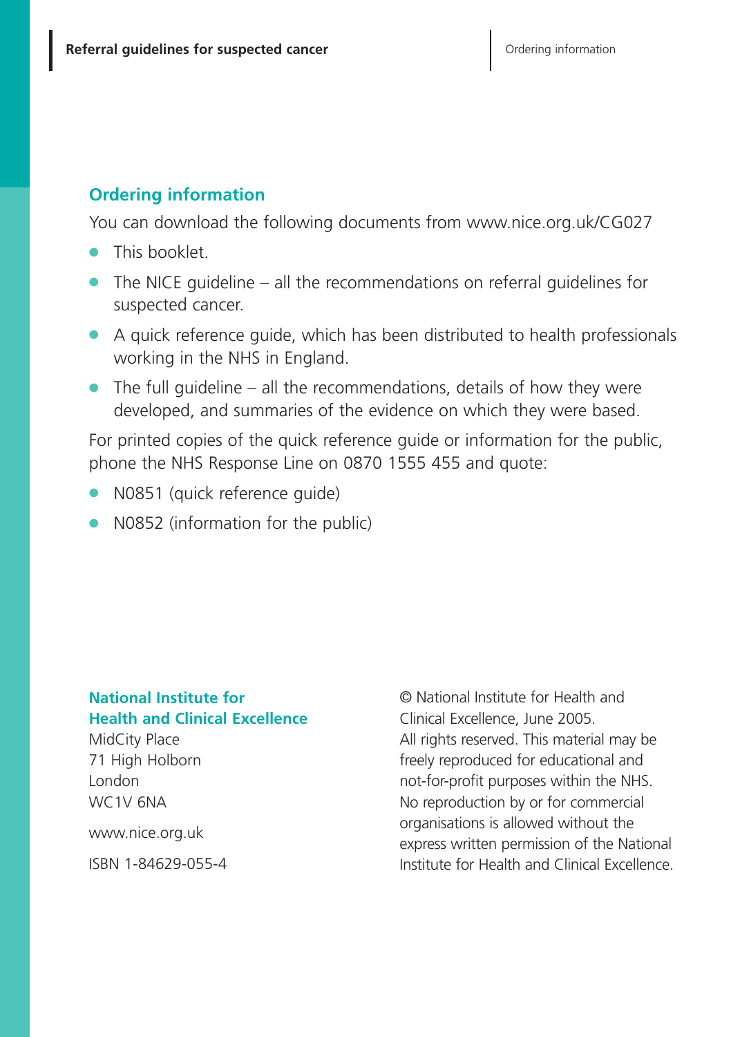## Ordering information

You can download the following documents from www.nice.org.uk/CG027

- This booklet.
- The NICE guideline – all the recommendations on referral guidelines for suspected cancer.
- A quick reference guide, which has been distributed to health professionals working in the NHS in England.
- The full guideline – all the recommendations, details of how they were developed, and summaries of the evidence on which they were based.

For printed copies of the quick reference guide or information for the public, phone the NHS Response Line on 0870 1555 455 and quote:

- N0851 (quick reference guide)
- N0852 (information for the public)

**National Institute for Health and Clinical Excellence**
MidCity Place
71 High Holborn
London
WC1V 6NA

www.nice.org.uk

ISBN 1-84629-055-4

© National Institute for Health and Clinical Excellence, June 2005. All rights reserved. This material may be freely reproduced for educational and not-for-profit purposes within the NHS. No reproduction by or for commercial organisations is allowed without the express written permission of the National Institute for Health and Clinical Excellence.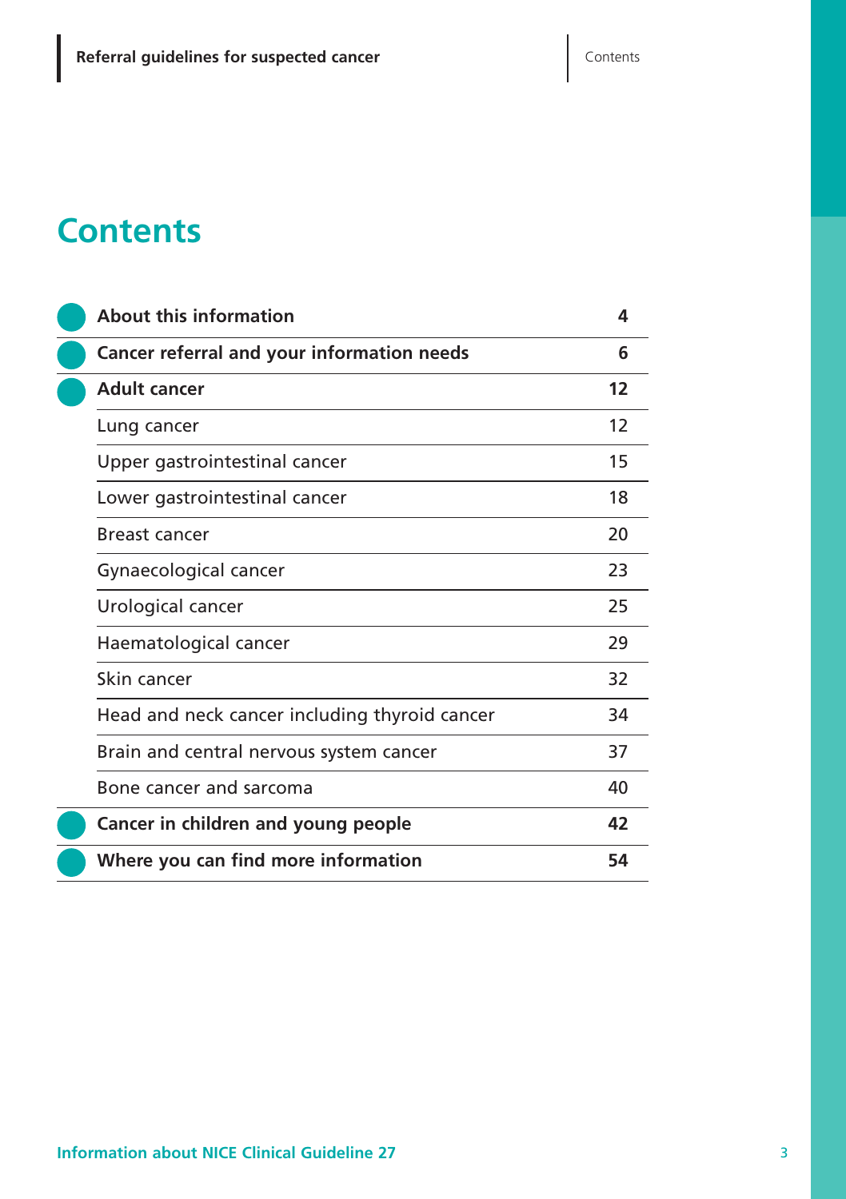# Contents

| | |
|---|---|
| **About this information** | **4** |
| **Cancer referral and your information needs** | **6** |
| **Adult cancer** | **12** |
| Lung cancer | 12 |
| Upper gastrointestinal cancer | 15 |
| Lower gastrointestinal cancer | 18 |
| Breast cancer | 20 |
| Gynaecological cancer | 23 |
| Urological cancer | 25 |
| Haematological cancer | 29 |
| Skin cancer | 32 |
| Head and neck cancer including thyroid cancer | 34 |
| Brain and central nervous system cancer | 37 |
| Bone cancer and sarcoma | 40 |
| **Cancer in children and young people** | **42** |
| **Where you can find more information** | **54** |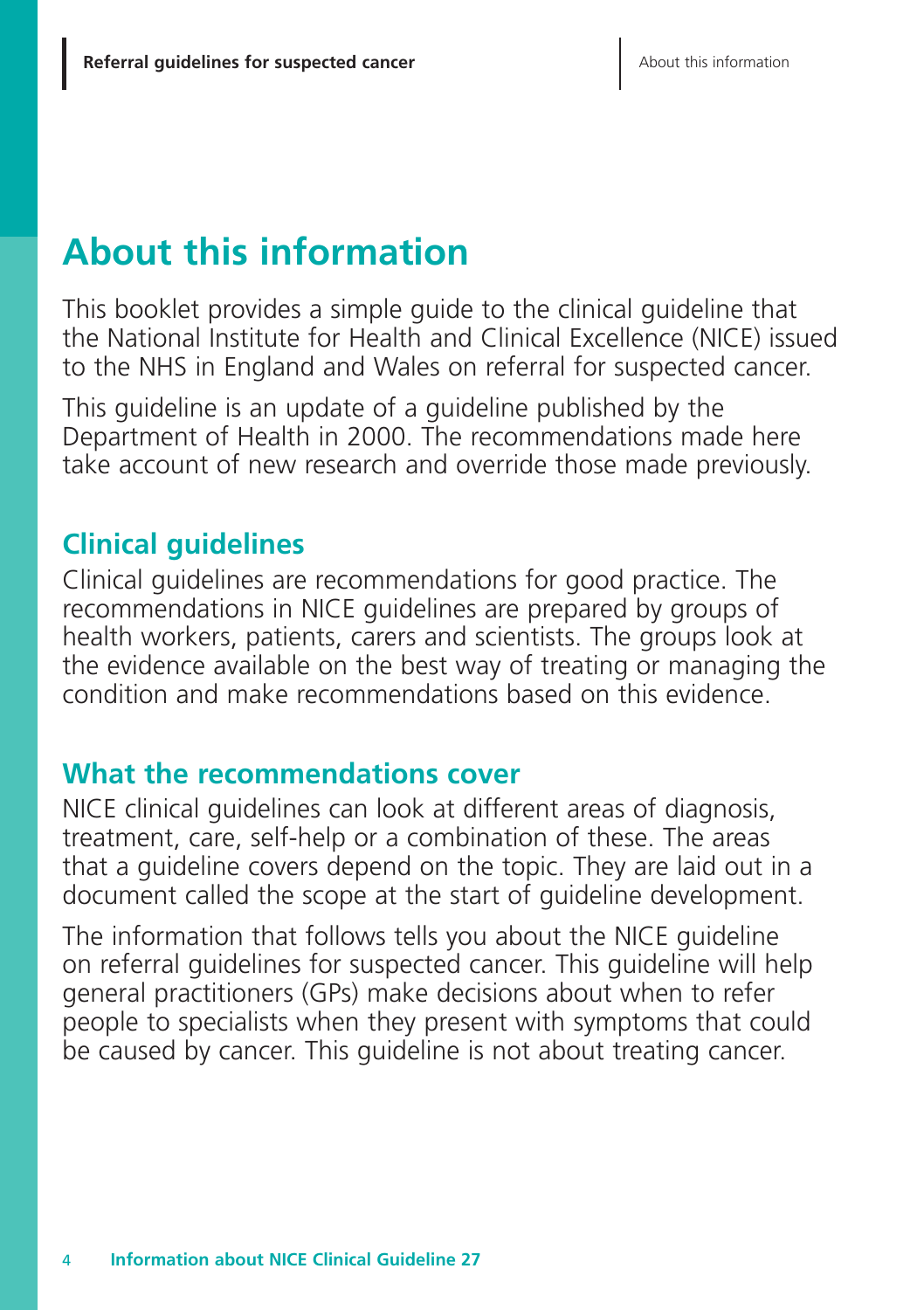# About this information

This booklet provides a simple guide to the clinical guideline that the National Institute for Health and Clinical Excellence (NICE) issued to the NHS in England and Wales on referral for suspected cancer.

This guideline is an update of a guideline published by the Department of Health in 2000. The recommendations made here take account of new research and override those made previously.

## Clinical guidelines

Clinical guidelines are recommendations for good practice. The recommendations in NICE guidelines are prepared by groups of health workers, patients, carers and scientists. The groups look at the evidence available on the best way of treating or managing the condition and make recommendations based on this evidence.

## What the recommendations cover

NICE clinical guidelines can look at different areas of diagnosis, treatment, care, self-help or a combination of these. The areas that a guideline covers depend on the topic. They are laid out in a document called the scope at the start of guideline development.

The information that follows tells you about the NICE guideline on referral guidelines for suspected cancer. This guideline will help general practitioners (GPs) make decisions about when to refer people to specialists when they present with symptoms that could be caused by cancer. This guideline is not about treating cancer.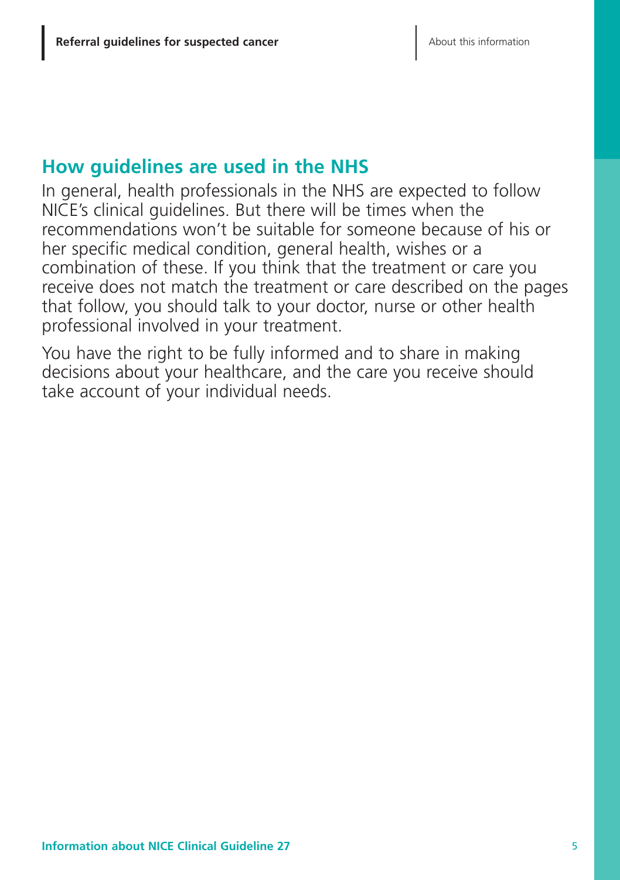## How guidelines are used in the NHS

In general, health professionals in the NHS are expected to follow NICE's clinical guidelines. But there will be times when the recommendations won't be suitable for someone because of his or her specific medical condition, general health, wishes or a combination of these. If you think that the treatment or care you receive does not match the treatment or care described on the pages that follow, you should talk to your doctor, nurse or other health professional involved in your treatment.

You have the right to be fully informed and to share in making decisions about your healthcare, and the care you receive should take account of your individual needs.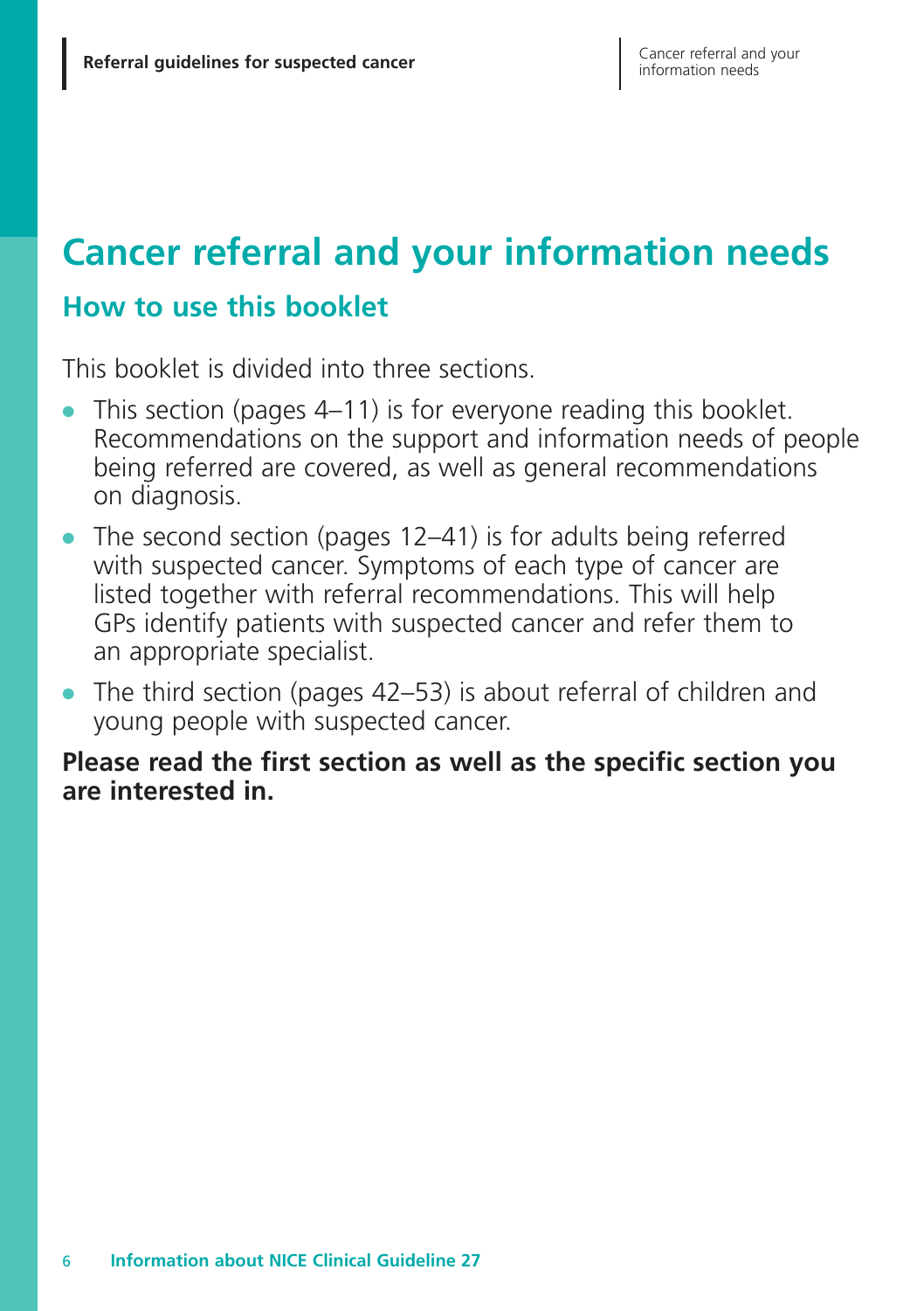# Cancer referral and your information needs

## How to use this booklet

This booklet is divided into three sections.

- This section (pages 4–11) is for everyone reading this booklet. Recommendations on the support and information needs of people being referred are covered, as well as general recommendations on diagnosis.
- The second section (pages 12–41) is for adults being referred with suspected cancer. Symptoms of each type of cancer are listed together with referral recommendations. This will help GPs identify patients with suspected cancer and refer them to an appropriate specialist.
- The third section (pages 42–53) is about referral of children and young people with suspected cancer.

**Please read the first section as well as the specific section you are interested in.**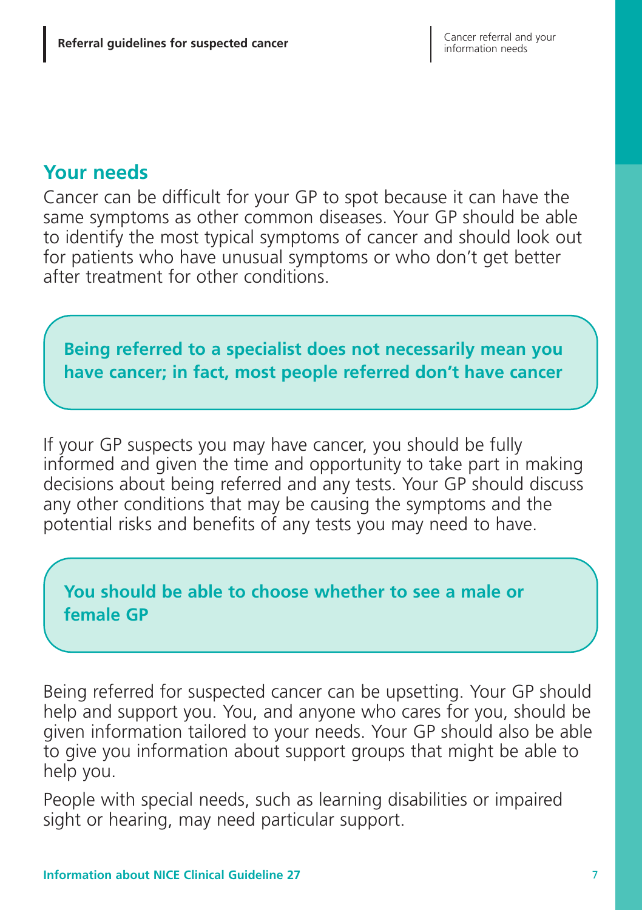## Your needs

Cancer can be difficult for your GP to spot because it can have the same symptoms as other common diseases. Your GP should be able to identify the most typical symptoms of cancer and should look out for patients who have unusual symptoms or who don't get better after treatment for other conditions.

**Being referred to a specialist does not necessarily mean you have cancer; in fact, most people referred don't have cancer**

If your GP suspects you may have cancer, you should be fully informed and given the time and opportunity to take part in making decisions about being referred and any tests. Your GP should discuss any other conditions that may be causing the symptoms and the potential risks and benefits of any tests you may need to have.

**You should be able to choose whether to see a male or female GP**

Being referred for suspected cancer can be upsetting. Your GP should help and support you. You, and anyone who cares for you, should be given information tailored to your needs. Your GP should also be able to give you information about support groups that might be able to help you.

People with special needs, such as learning disabilities or impaired sight or hearing, may need particular support.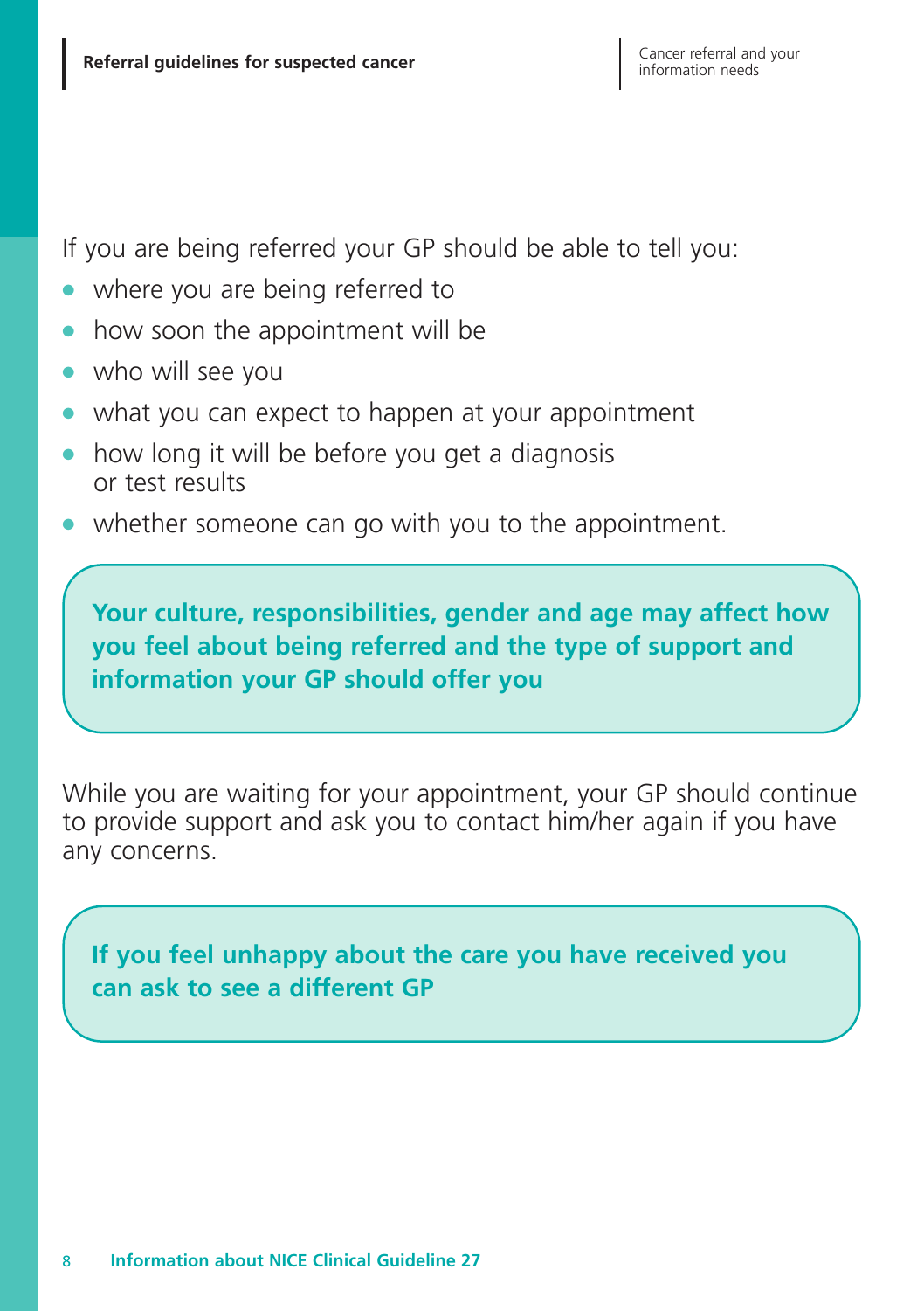If you are being referred your GP should be able to tell you:

- where you are being referred to
- how soon the appointment will be
- who will see you
- what you can expect to happen at your appointment
- how long it will be before you get a diagnosis or test results
- whether someone can go with you to the appointment.

**Your culture, responsibilities, gender and age may affect how you feel about being referred and the type of support and information your GP should offer you**

While you are waiting for your appointment, your GP should continue to provide support and ask you to contact him/her again if you have any concerns.

**If you feel unhappy about the care you have received you can ask to see a different GP**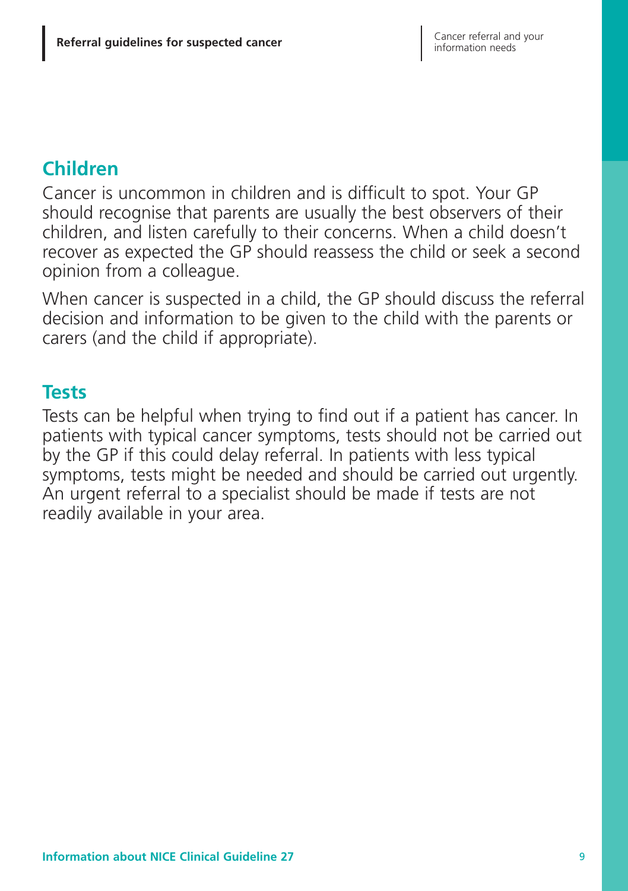## Children

Cancer is uncommon in children and is difficult to spot. Your GP should recognise that parents are usually the best observers of their children, and listen carefully to their concerns. When a child doesn't recover as expected the GP should reassess the child or seek a second opinion from a colleague.

When cancer is suspected in a child, the GP should discuss the referral decision and information to be given to the child with the parents or carers (and the child if appropriate).

## Tests

Tests can be helpful when trying to find out if a patient has cancer. In patients with typical cancer symptoms, tests should not be carried out by the GP if this could delay referral. In patients with less typical symptoms, tests might be needed and should be carried out urgently. An urgent referral to a specialist should be made if tests are not readily available in your area.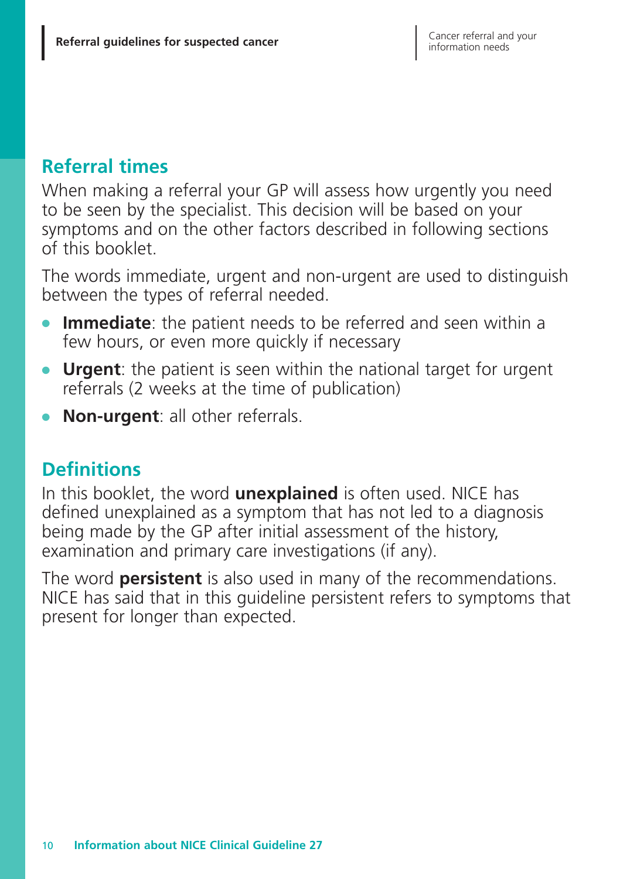## Referral times

When making a referral your GP will assess how urgently you need to be seen by the specialist. This decision will be based on your symptoms and on the other factors described in following sections of this booklet.

The words immediate, urgent and non-urgent are used to distinguish between the types of referral needed.

- **Immediate**: the patient needs to be referred and seen within a few hours, or even more quickly if necessary
- **Urgent**: the patient is seen within the national target for urgent referrals (2 weeks at the time of publication)
- **Non-urgent**: all other referrals.

## Definitions

In this booklet, the word **unexplained** is often used. NICE has defined unexplained as a symptom that has not led to a diagnosis being made by the GP after initial assessment of the history, examination and primary care investigations (if any).

The word **persistent** is also used in many of the recommendations. NICE has said that in this guideline persistent refers to symptoms that present for longer than expected.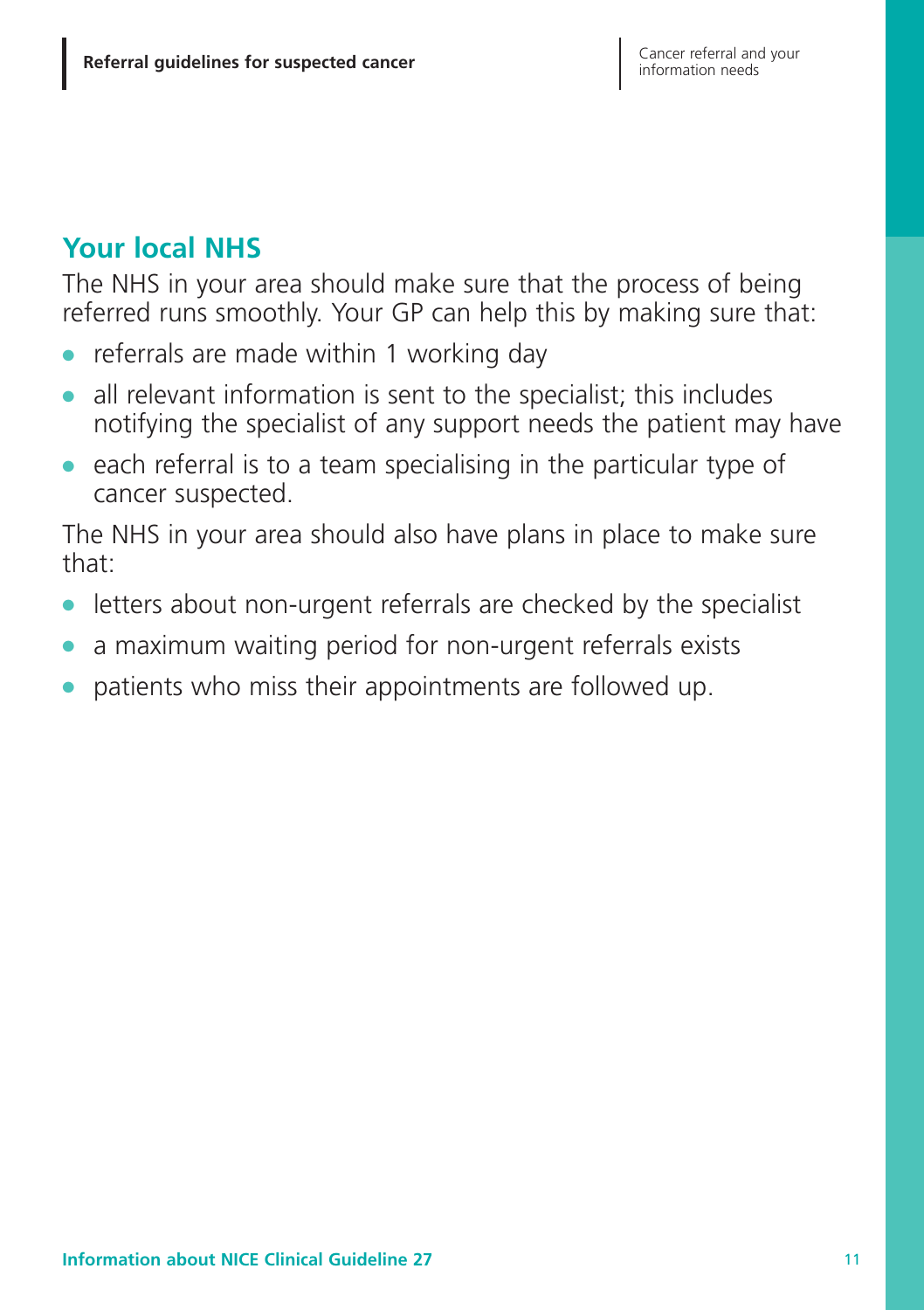## Your local NHS

The NHS in your area should make sure that the process of being referred runs smoothly. Your GP can help this by making sure that:

- referrals are made within 1 working day
- all relevant information is sent to the specialist; this includes notifying the specialist of any support needs the patient may have
- each referral is to a team specialising in the particular type of cancer suspected.

The NHS in your area should also have plans in place to make sure that:

- letters about non-urgent referrals are checked by the specialist
- a maximum waiting period for non-urgent referrals exists
- patients who miss their appointments are followed up.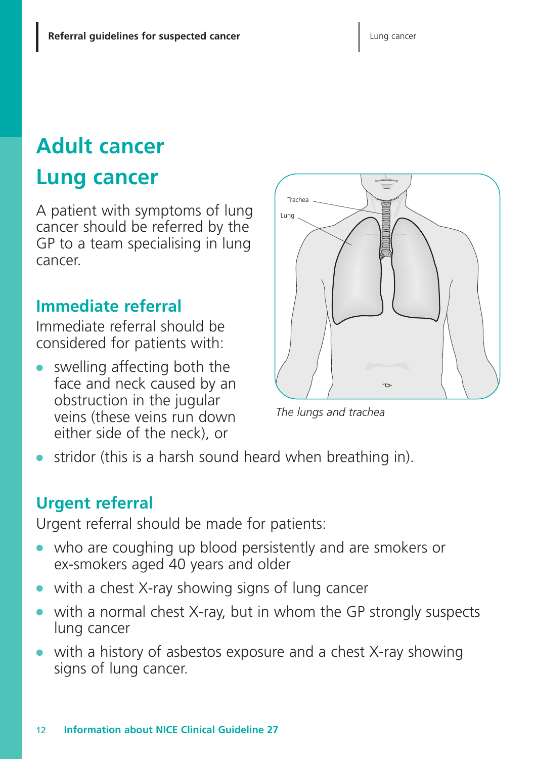# Adult cancer

## Lung cancer

A patient with symptoms of lung cancer should be referred by the GP to a team specialising in lung cancer.

### Immediate referral

Immediate referral should be considered for patients with:

- swelling affecting both the face and neck caused by an obstruction in the jugular veins (these veins run down either side of the neck), or
- stridor (this is a harsh sound heard when breathing in).

*The lungs and trachea*

### Urgent referral

Urgent referral should be made for patients:

- who are coughing up blood persistently and are smokers or ex-smokers aged 40 years and older
- with a chest X-ray showing signs of lung cancer
- with a normal chest X-ray, but in whom the GP strongly suspects lung cancer
- with a history of asbestos exposure and a chest X-ray showing signs of lung cancer.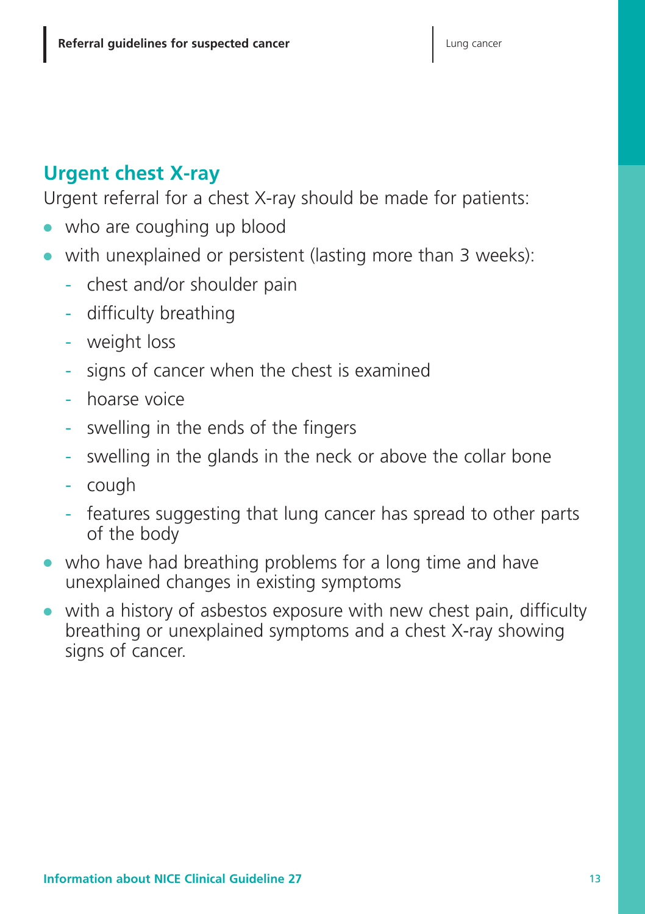## Urgent chest X-ray

Urgent referral for a chest X-ray should be made for patients:

- who are coughing up blood
- with unexplained or persistent (lasting more than 3 weeks):
  - chest and/or shoulder pain
  - difficulty breathing
  - weight loss
  - signs of cancer when the chest is examined
  - hoarse voice
  - swelling in the ends of the fingers
  - swelling in the glands in the neck or above the collar bone
  - cough
  - features suggesting that lung cancer has spread to other parts of the body
- who have had breathing problems for a long time and have unexplained changes in existing symptoms
- with a history of asbestos exposure with new chest pain, difficulty breathing or unexplained symptoms and a chest X-ray showing signs of cancer.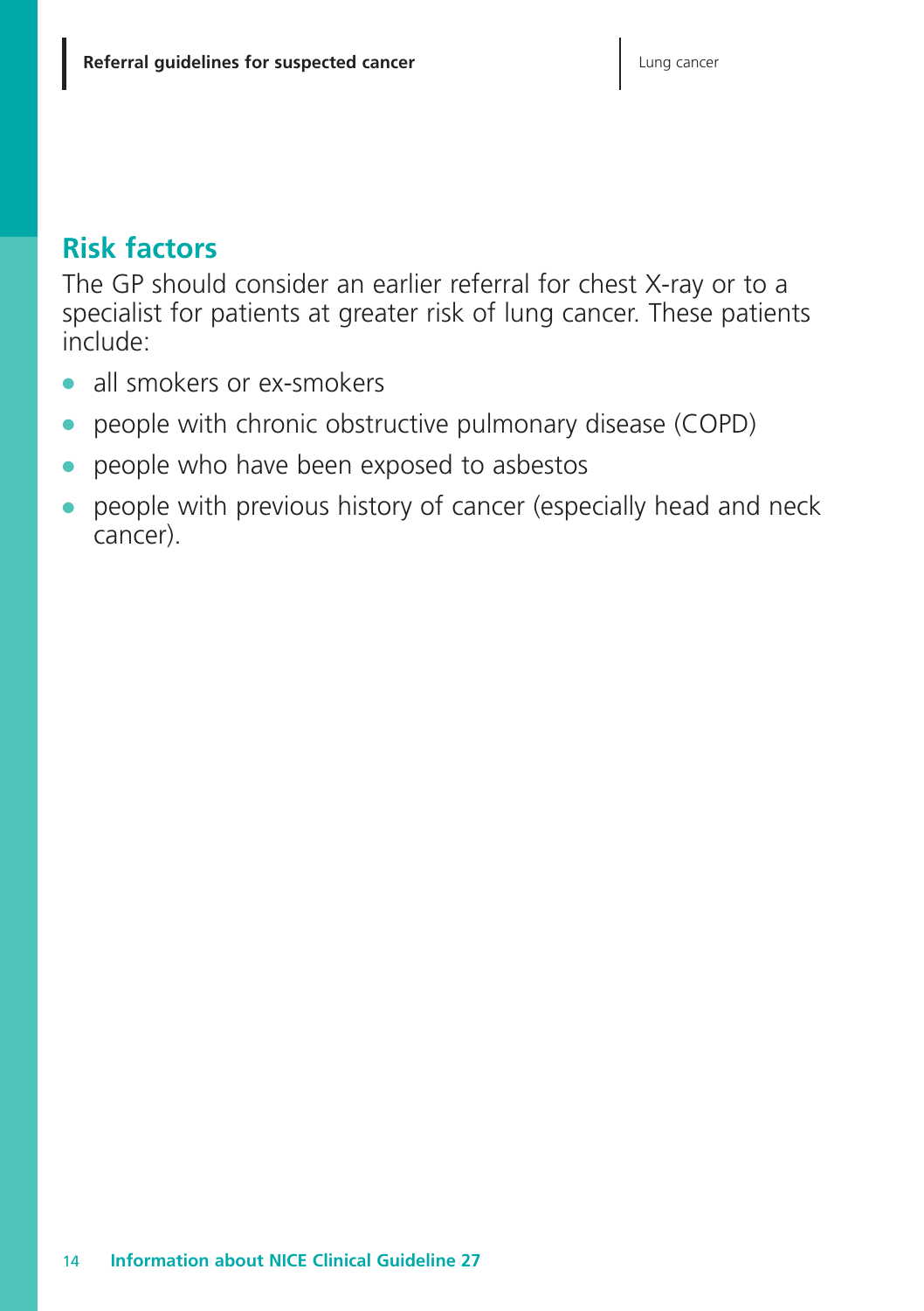## Risk factors

The GP should consider an earlier referral for chest X-ray or to a specialist for patients at greater risk of lung cancer. These patients include:

- all smokers or ex-smokers
- people with chronic obstructive pulmonary disease (COPD)
- people who have been exposed to asbestos
- people with previous history of cancer (especially head and neck cancer).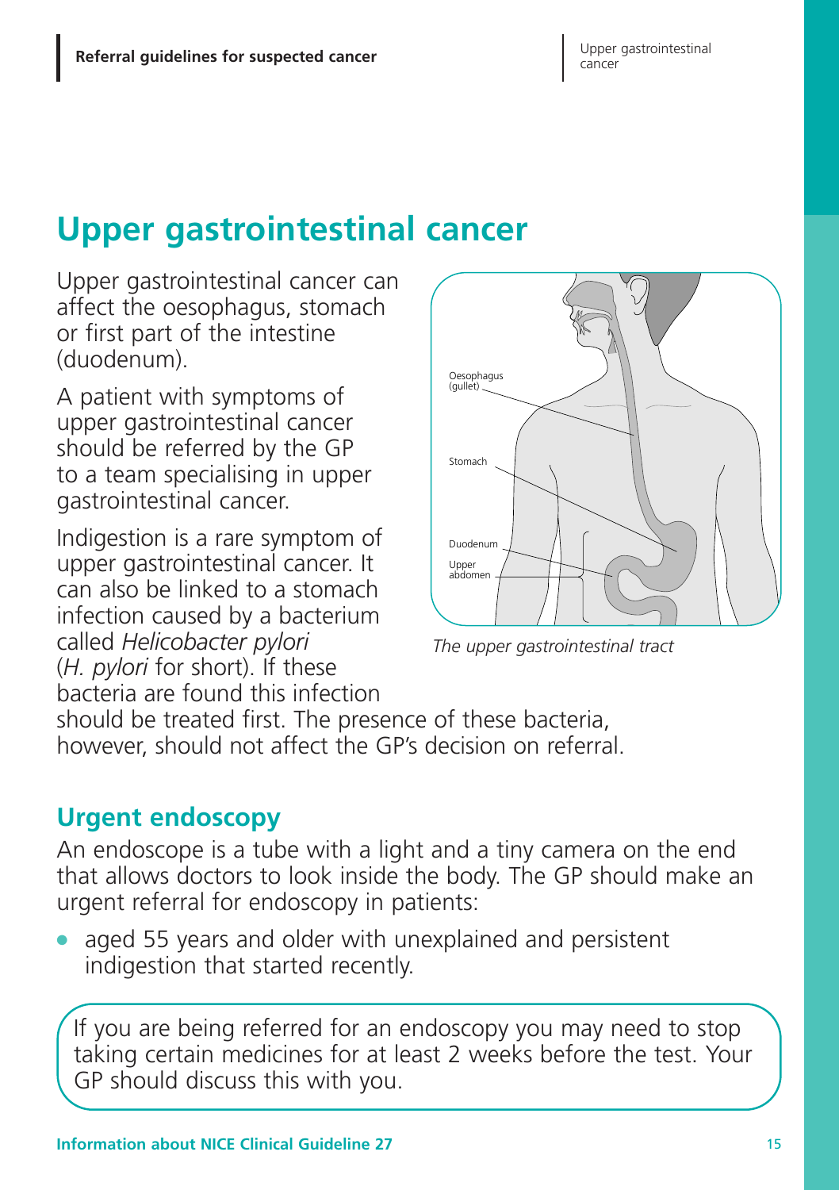# Upper gastrointestinal cancer

Upper gastrointestinal cancer can affect the oesophagus, stomach or first part of the intestine (duodenum).

A patient with symptoms of upper gastrointestinal cancer should be referred by the GP to a team specialising in upper gastrointestinal cancer.

Indigestion is a rare symptom of upper gastrointestinal cancer. It can also be linked to a stomach infection caused by a bacterium called *Helicobacter pylori* (*H. pylori* for short). If these bacteria are found this infection should be treated first. The presence of these bacteria, however, should not affect the GP's decision on referral.

*The upper gastrointestinal tract*

## Urgent endoscopy

An endoscope is a tube with a light and a tiny camera on the end that allows doctors to look inside the body. The GP should make an urgent referral for endoscopy in patients:

- aged 55 years and older with unexplained and persistent indigestion that started recently.

> If you are being referred for an endoscopy you may need to stop taking certain medicines for at least 2 weeks before the test. Your GP should discuss this with you.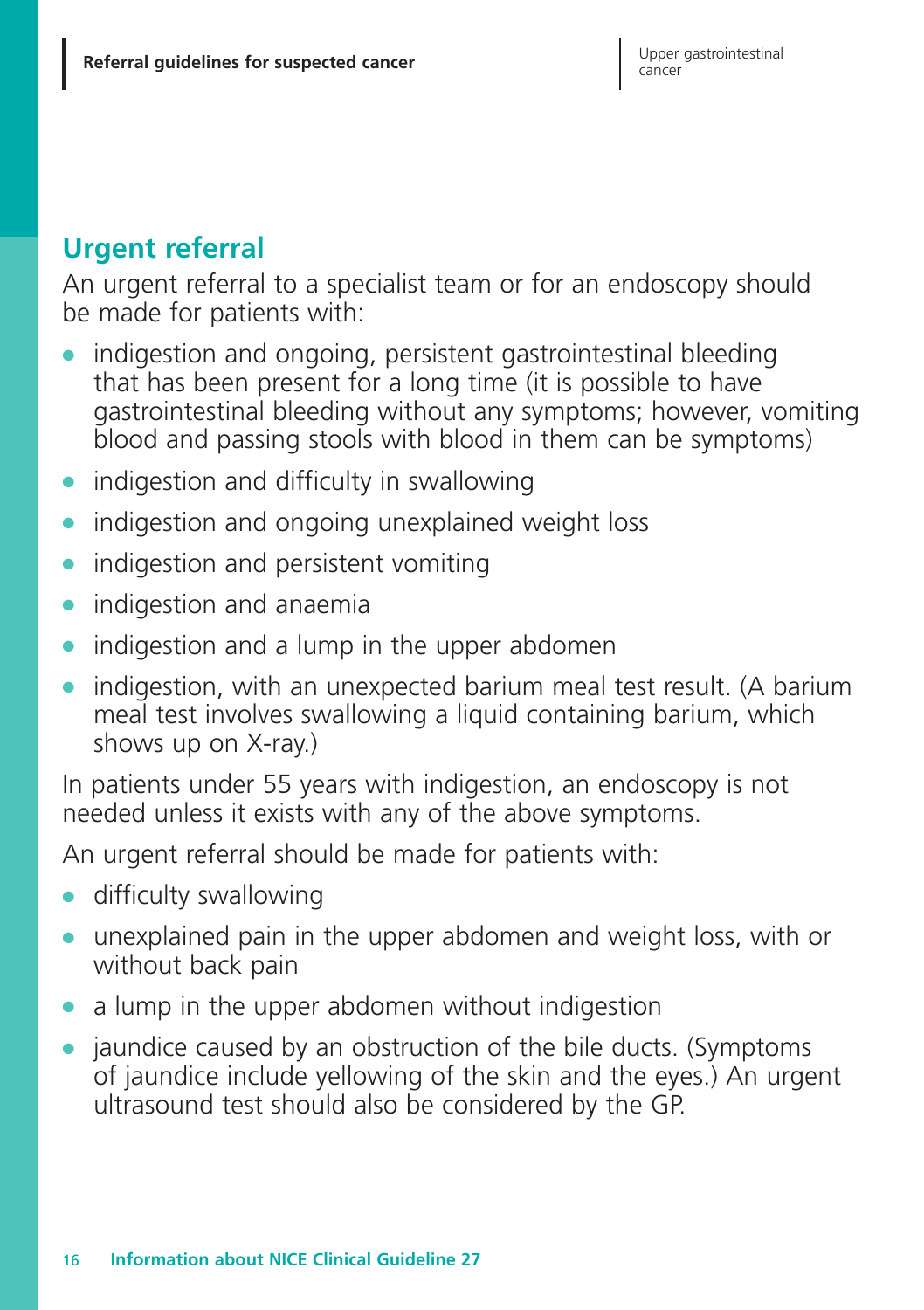## Urgent referral

An urgent referral to a specialist team or for an endoscopy should be made for patients with:

- indigestion and ongoing, persistent gastrointestinal bleeding that has been present for a long time (it is possible to have gastrointestinal bleeding without any symptoms; however, vomiting blood and passing stools with blood in them can be symptoms)
- indigestion and difficulty in swallowing
- indigestion and ongoing unexplained weight loss
- indigestion and persistent vomiting
- indigestion and anaemia
- indigestion and a lump in the upper abdomen
- indigestion, with an unexpected barium meal test result. (A barium meal test involves swallowing a liquid containing barium, which shows up on X-ray.)

In patients under 55 years with indigestion, an endoscopy is not needed unless it exists with any of the above symptoms.

An urgent referral should be made for patients with:

- difficulty swallowing
- unexplained pain in the upper abdomen and weight loss, with or without back pain
- a lump in the upper abdomen without indigestion
- jaundice caused by an obstruction of the bile ducts. (Symptoms of jaundice include yellowing of the skin and the eyes.) An urgent ultrasound test should also be considered by the GP.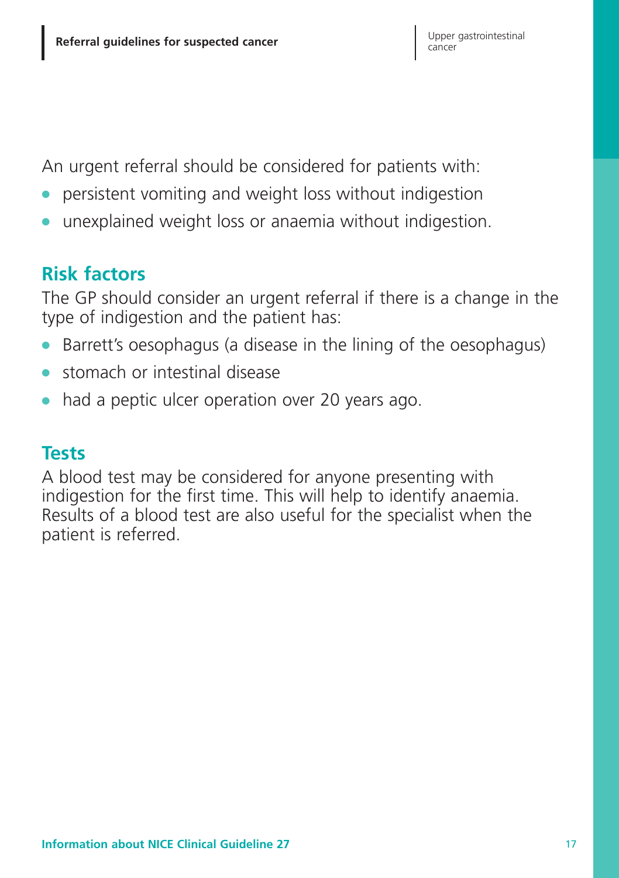An urgent referral should be considered for patients with:

- persistent vomiting and weight loss without indigestion
- unexplained weight loss or anaemia without indigestion.

## Risk factors

The GP should consider an urgent referral if there is a change in the type of indigestion and the patient has:

- Barrett's oesophagus (a disease in the lining of the oesophagus)
- stomach or intestinal disease
- had a peptic ulcer operation over 20 years ago.

## Tests

A blood test may be considered for anyone presenting with indigestion for the first time. This will help to identify anaemia. Results of a blood test are also useful for the specialist when the patient is referred.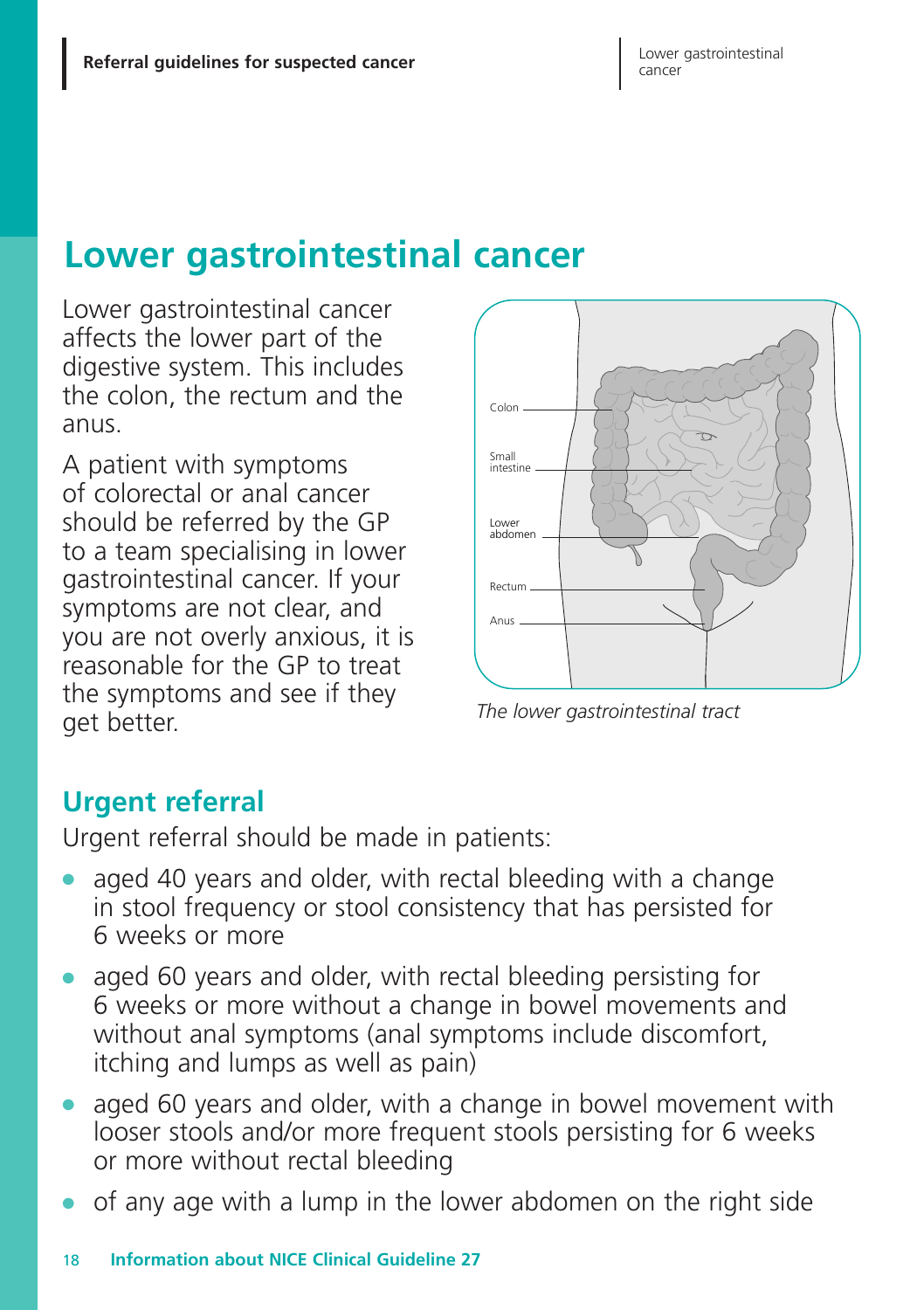# Lower gastrointestinal cancer

Lower gastrointestinal cancer affects the lower part of the digestive system. This includes the colon, the rectum and the anus.

A patient with symptoms of colorectal or anal cancer should be referred by the GP to a team specialising in lower gastrointestinal cancer. If your symptoms are not clear, and you are not overly anxious, it is reasonable for the GP to treat the symptoms and see if they get better.

Colon

Small intestine

Lower abdomen

Rectum

Anus

*The lower gastrointestinal tract*

## Urgent referral

Urgent referral should be made in patients:

- aged 40 years and older, with rectal bleeding with a change in stool frequency or stool consistency that has persisted for 6 weeks or more
- aged 60 years and older, with rectal bleeding persisting for 6 weeks or more without a change in bowel movements and without anal symptoms (anal symptoms include discomfort, itching and lumps as well as pain)
- aged 60 years and older, with a change in bowel movement with looser stools and/or more frequent stools persisting for 6 weeks or more without rectal bleeding
- of any age with a lump in the lower abdomen on the right side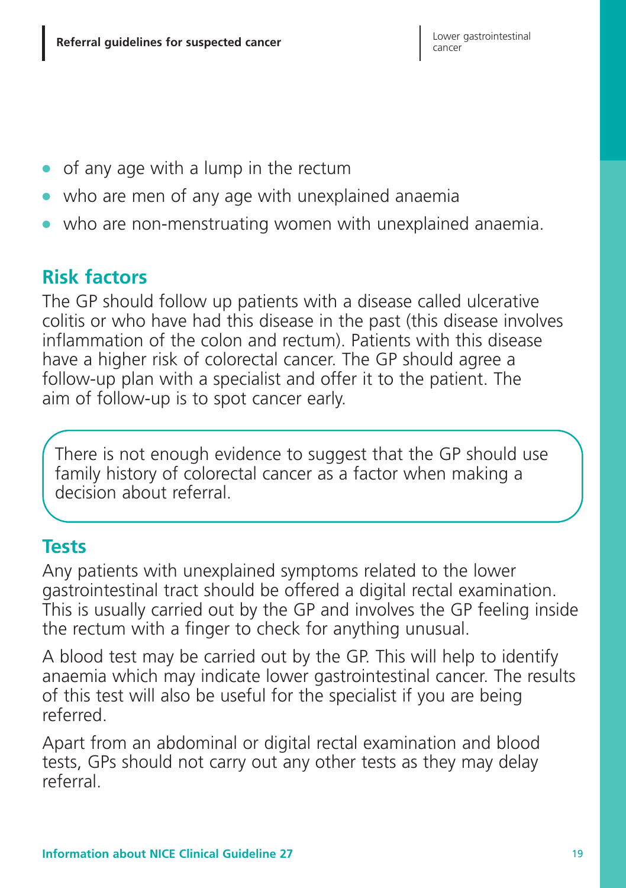- of any age with a lump in the rectum
- who are men of any age with unexplained anaemia
- who are non-menstruating women with unexplained anaemia.

## Risk factors

The GP should follow up patients with a disease called ulcerative colitis or who have had this disease in the past (this disease involves inflammation of the colon and rectum). Patients with this disease have a higher risk of colorectal cancer. The GP should agree a follow-up plan with a specialist and offer it to the patient. The aim of follow-up is to spot cancer early.

> There is not enough evidence to suggest that the GP should use family history of colorectal cancer as a factor when making a decision about referral.

## Tests

Any patients with unexplained symptoms related to the lower gastrointestinal tract should be offered a digital rectal examination. This is usually carried out by the GP and involves the GP feeling inside the rectum with a finger to check for anything unusual.

A blood test may be carried out by the GP. This will help to identify anaemia which may indicate lower gastrointestinal cancer. The results of this test will also be useful for the specialist if you are being referred.

Apart from an abdominal or digital rectal examination and blood tests, GPs should not carry out any other tests as they may delay referral.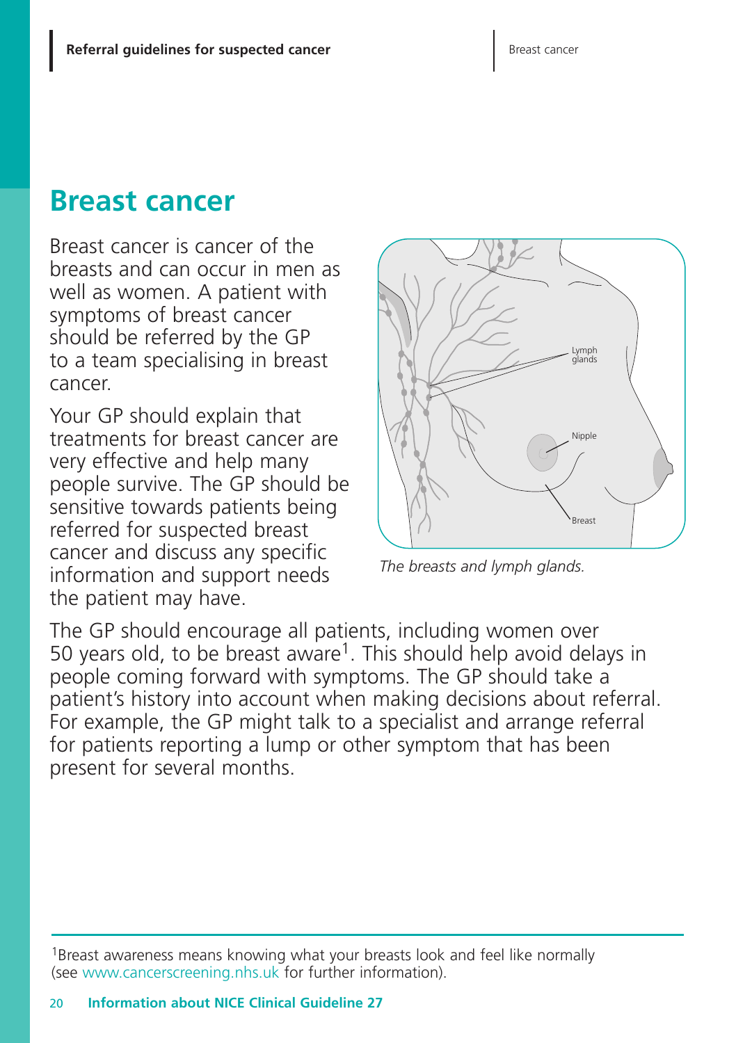# Breast cancer

Breast cancer is cancer of the breasts and can occur in men as well as women. A patient with symptoms of breast cancer should be referred by the GP to a team specialising in breast cancer.

Your GP should explain that treatments for breast cancer are very effective and help many people survive. The GP should be sensitive towards patients being referred for suspected breast cancer and discuss any specific information and support needs the patient may have.

*The breasts and lymph glands.*

The GP should encourage all patients, including women over 50 years old, to be breast aware[1]. This should help avoid delays in people coming forward with symptoms. The GP should take a patient's history into account when making decisions about referral. For example, the GP might talk to a specialist and arrange referral for patients reporting a lump or other symptom that has been present for several months.

[1]Breast awareness means knowing what your breasts look and feel like normally (see www.cancerscreening.nhs.uk for further information).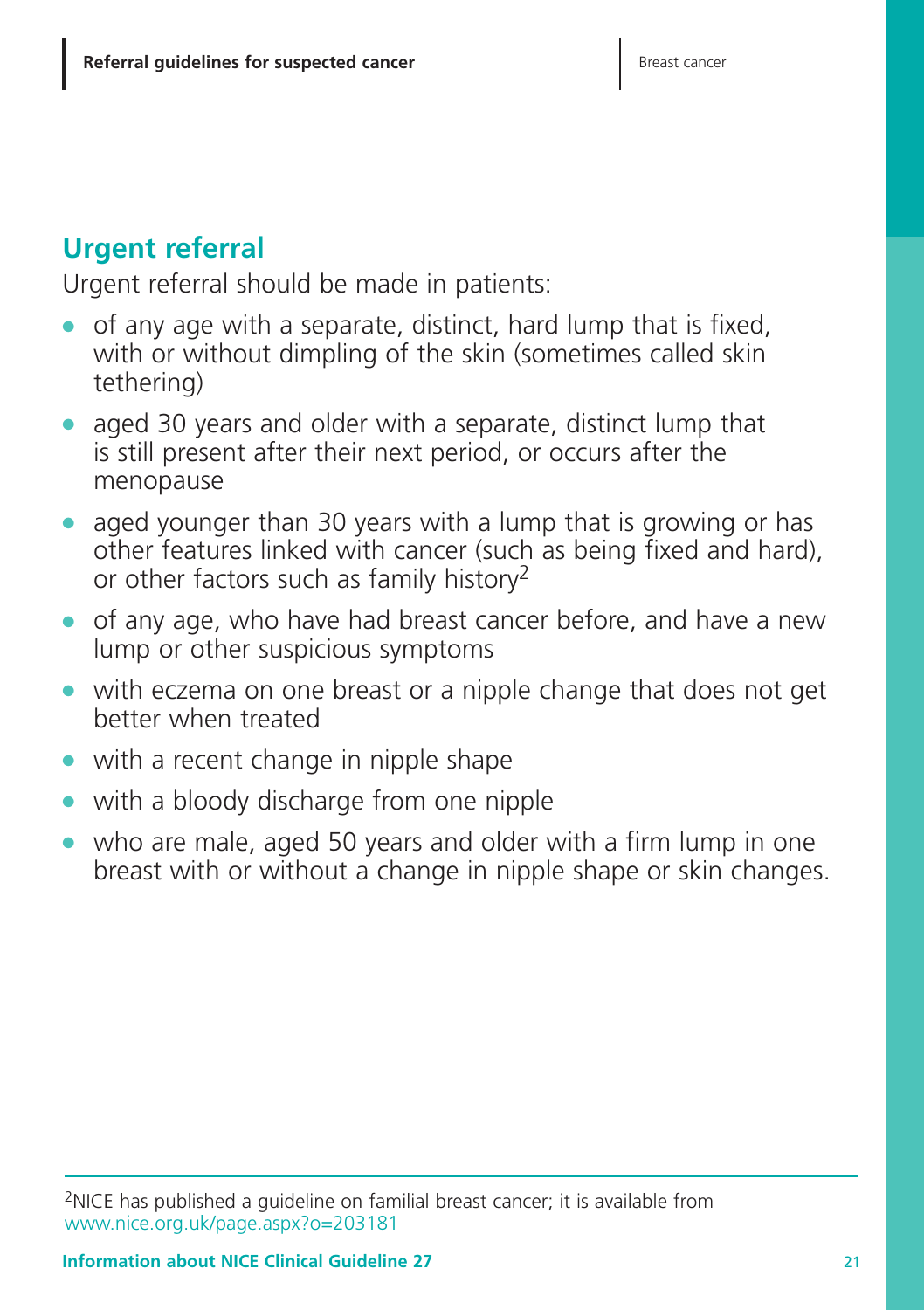## Urgent referral

Urgent referral should be made in patients:

- of any age with a separate, distinct, hard lump that is fixed, with or without dimpling of the skin (sometimes called skin tethering)
- aged 30 years and older with a separate, distinct lump that is still present after their next period, or occurs after the menopause
- aged younger than 30 years with a lump that is growing or has other features linked with cancer (such as being fixed and hard), or other factors such as family history[2]
- of any age, who have had breast cancer before, and have a new lump or other suspicious symptoms
- with eczema on one breast or a nipple change that does not get better when treated
- with a recent change in nipple shape
- with a bloody discharge from one nipple
- who are male, aged 50 years and older with a firm lump in one breast with or without a change in nipple shape or skin changes.

---

[2] NICE has published a guideline on familial breast cancer; it is available from www.nice.org.uk/page.aspx?o=203181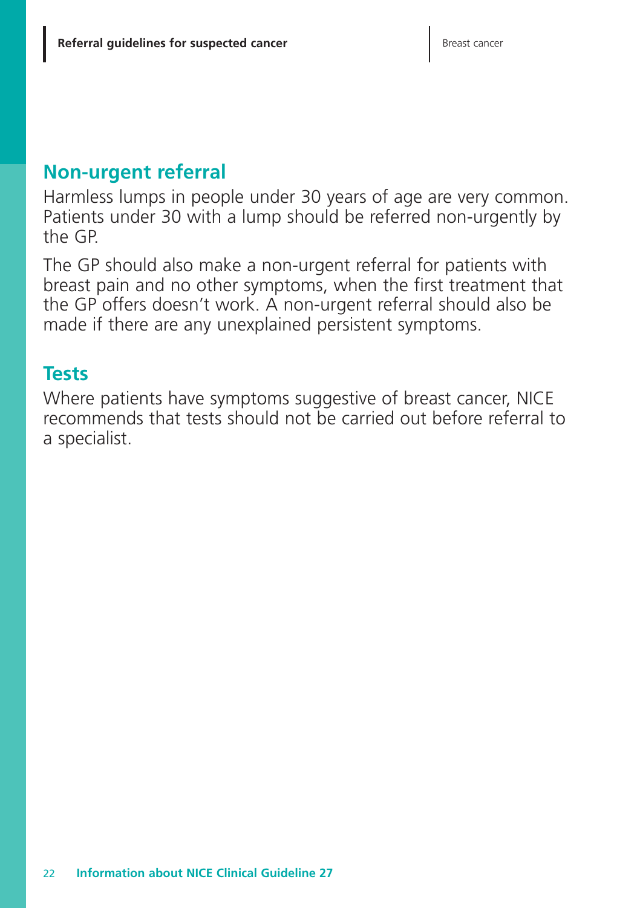## Non-urgent referral

Harmless lumps in people under 30 years of age are very common. Patients under 30 with a lump should be referred non-urgently by the GP.

The GP should also make a non-urgent referral for patients with breast pain and no other symptoms, when the first treatment that the GP offers doesn't work. A non-urgent referral should also be made if there are any unexplained persistent symptoms.

## Tests

Where patients have symptoms suggestive of breast cancer, NICE recommends that tests should not be carried out before referral to a specialist.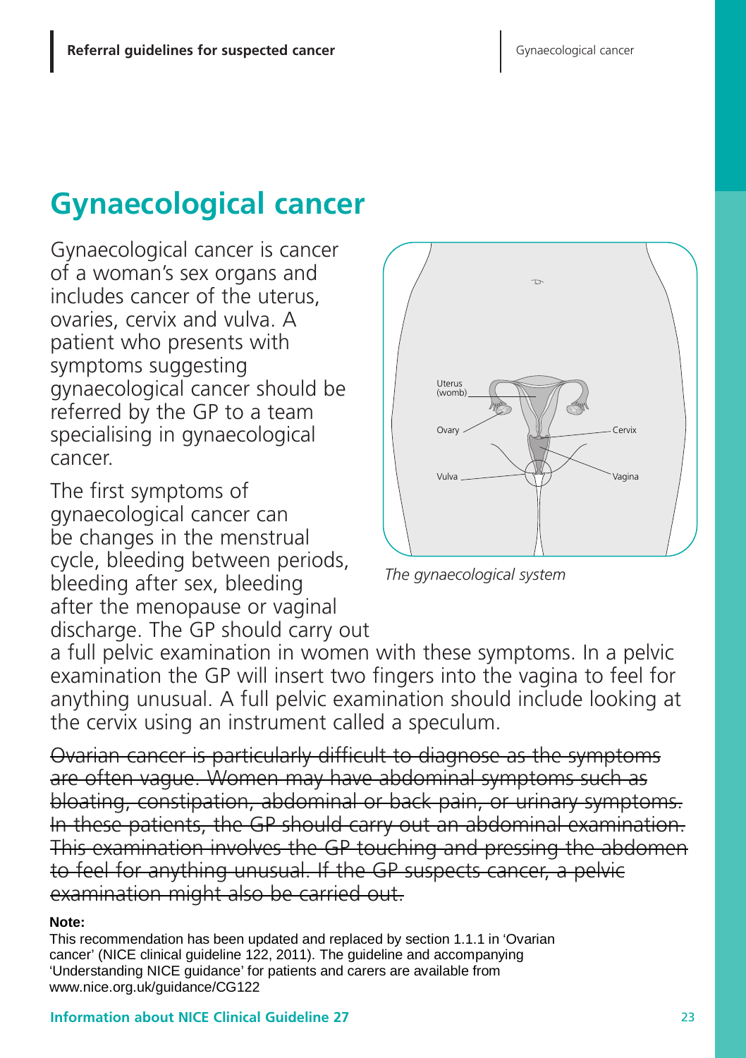# Gynaecological cancer

Gynaecological cancer is cancer of a woman's sex organs and includes cancer of the uterus, ovaries, cervix and vulva. A patient who presents with symptoms suggesting gynaecological cancer should be referred by the GP to a team specialising in gynaecological cancer.

The first symptoms of gynaecological cancer can be changes in the menstrual cycle, bleeding between periods, bleeding after sex, bleeding after the menopause or vaginal discharge. The GP should carry out a full pelvic examination in women with these symptoms. In a pelvic examination the GP will insert two fingers into the vagina to feel for anything unusual. A full pelvic examination should include looking at the cervix using an instrument called a speculum.

Uterus (womb)

Ovary

Vulva

Cervix

Vagina

*The gynaecological system*

~~Ovarian cancer is particularly difficult to diagnose as the symptoms are often vague. Women may have abdominal symptoms such as bloating, constipation, abdominal or back pain, or urinary symptoms. In these patients, the GP should carry out an abdominal examination. This examination involves the GP touching and pressing the abdomen to feel for anything unusual. If the GP suspects cancer, a pelvic examination might also be carried out.~~

**Note:**

This recommendation has been updated and replaced by section 1.1.1 in 'Ovarian cancer' (NICE clinical guideline 122, 2011). The guideline and accompanying 'Understanding NICE guidance' for patients and carers are available from www.nice.org.uk/guidance/CG122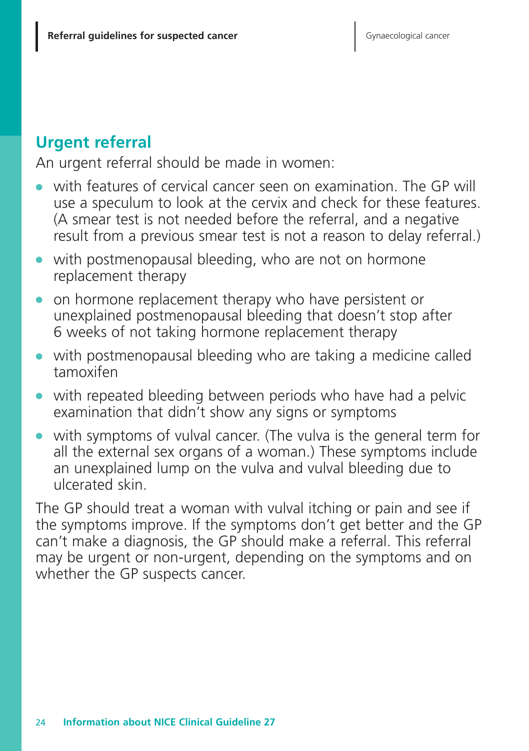## Urgent referral

An urgent referral should be made in women:

- with features of cervical cancer seen on examination. The GP will use a speculum to look at the cervix and check for these features. (A smear test is not needed before the referral, and a negative result from a previous smear test is not a reason to delay referral.)
- with postmenopausal bleeding, who are not on hormone replacement therapy
- on hormone replacement therapy who have persistent or unexplained postmenopausal bleeding that doesn't stop after 6 weeks of not taking hormone replacement therapy
- with postmenopausal bleeding who are taking a medicine called tamoxifen
- with repeated bleeding between periods who have had a pelvic examination that didn't show any signs or symptoms
- with symptoms of vulval cancer. (The vulva is the general term for all the external sex organs of a woman.) These symptoms include an unexplained lump on the vulva and vulval bleeding due to ulcerated skin.

The GP should treat a woman with vulval itching or pain and see if the symptoms improve. If the symptoms don't get better and the GP can't make a diagnosis, the GP should make a referral. This referral may be urgent or non-urgent, depending on the symptoms and on whether the GP suspects cancer.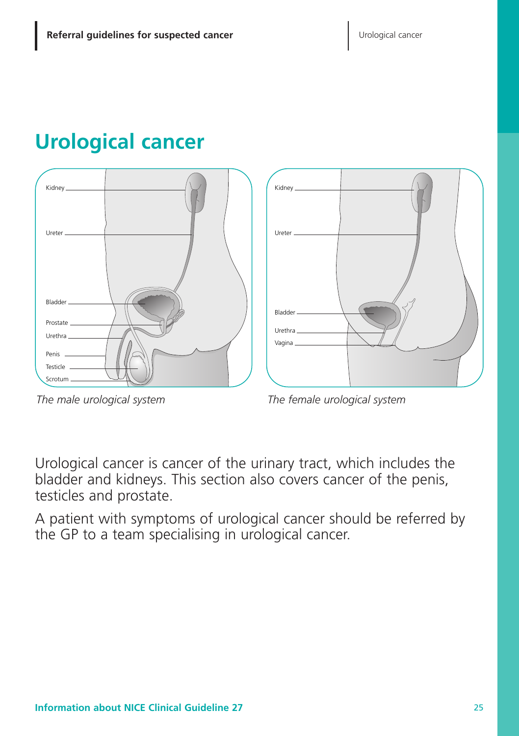# Urological cancer

*The male urological system*

*The female urological system*

Urological cancer is cancer of the urinary tract, which includes the bladder and kidneys. This section also covers cancer of the penis, testicles and prostate.

A patient with symptoms of urological cancer should be referred by the GP to a team specialising in urological cancer.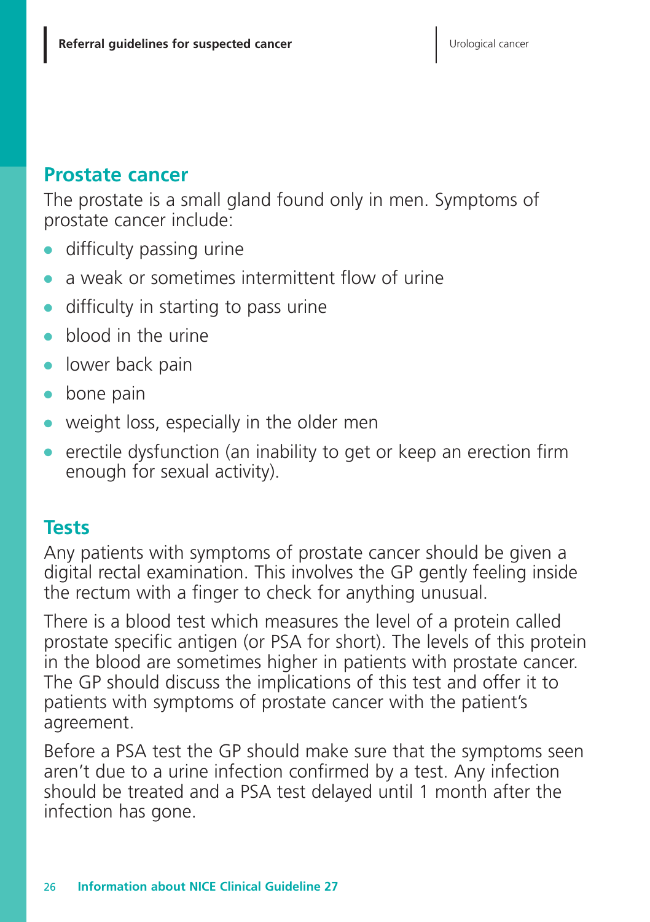## Prostate cancer

The prostate is a small gland found only in men. Symptoms of prostate cancer include:

- difficulty passing urine
- a weak or sometimes intermittent flow of urine
- difficulty in starting to pass urine
- blood in the urine
- lower back pain
- bone pain
- weight loss, especially in the older men
- erectile dysfunction (an inability to get or keep an erection firm enough for sexual activity).

## Tests

Any patients with symptoms of prostate cancer should be given a digital rectal examination. This involves the GP gently feeling inside the rectum with a finger to check for anything unusual.

There is a blood test which measures the level of a protein called prostate specific antigen (or PSA for short). The levels of this protein in the blood are sometimes higher in patients with prostate cancer. The GP should discuss the implications of this test and offer it to patients with symptoms of prostate cancer with the patient's agreement.

Before a PSA test the GP should make sure that the symptoms seen aren't due to a urine infection confirmed by a test. Any infection should be treated and a PSA test delayed until 1 month after the infection has gone.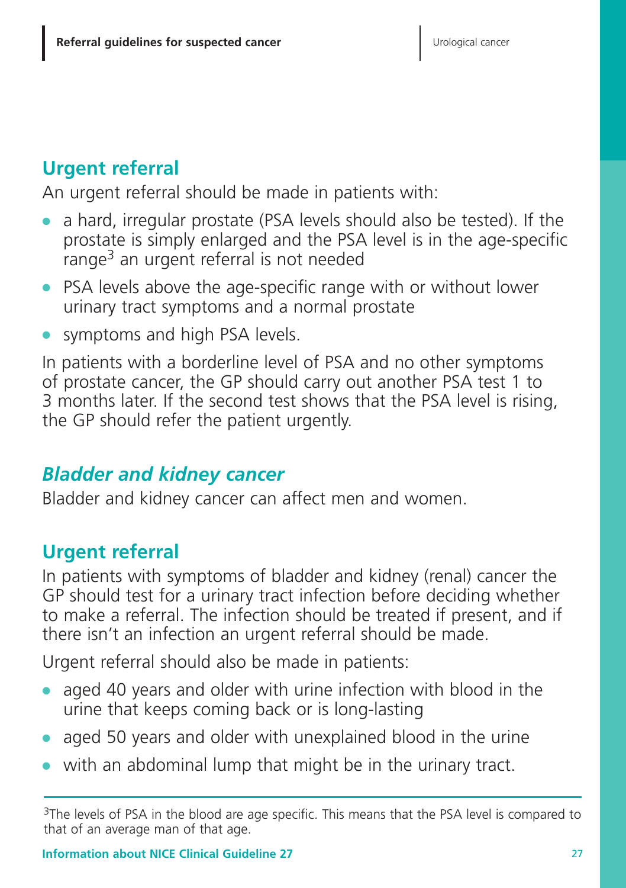## Urgent referral

An urgent referral should be made in patients with:

- a hard, irregular prostate (PSA levels should also be tested). If the prostate is simply enlarged and the PSA level is in the age-specific range[3] an urgent referral is not needed
- PSA levels above the age-specific range with or without lower urinary tract symptoms and a normal prostate
- symptoms and high PSA levels.

In patients with a borderline level of PSA and no other symptoms of prostate cancer, the GP should carry out another PSA test 1 to 3 months later. If the second test shows that the PSA level is rising, the GP should refer the patient urgently.

### *Bladder and kidney cancer*

Bladder and kidney cancer can affect men and women.

## Urgent referral

In patients with symptoms of bladder and kidney (renal) cancer the GP should test for a urinary tract infection before deciding whether to make a referral. The infection should be treated if present, and if there isn't an infection an urgent referral should be made.

Urgent referral should also be made in patients:

- aged 40 years and older with urine infection with blood in the urine that keeps coming back or is long-lasting
- aged 50 years and older with unexplained blood in the urine
- with an abdominal lump that might be in the urinary tract.

---

[3]The levels of PSA in the blood are age specific. This means that the PSA level is compared to that of an average man of that age.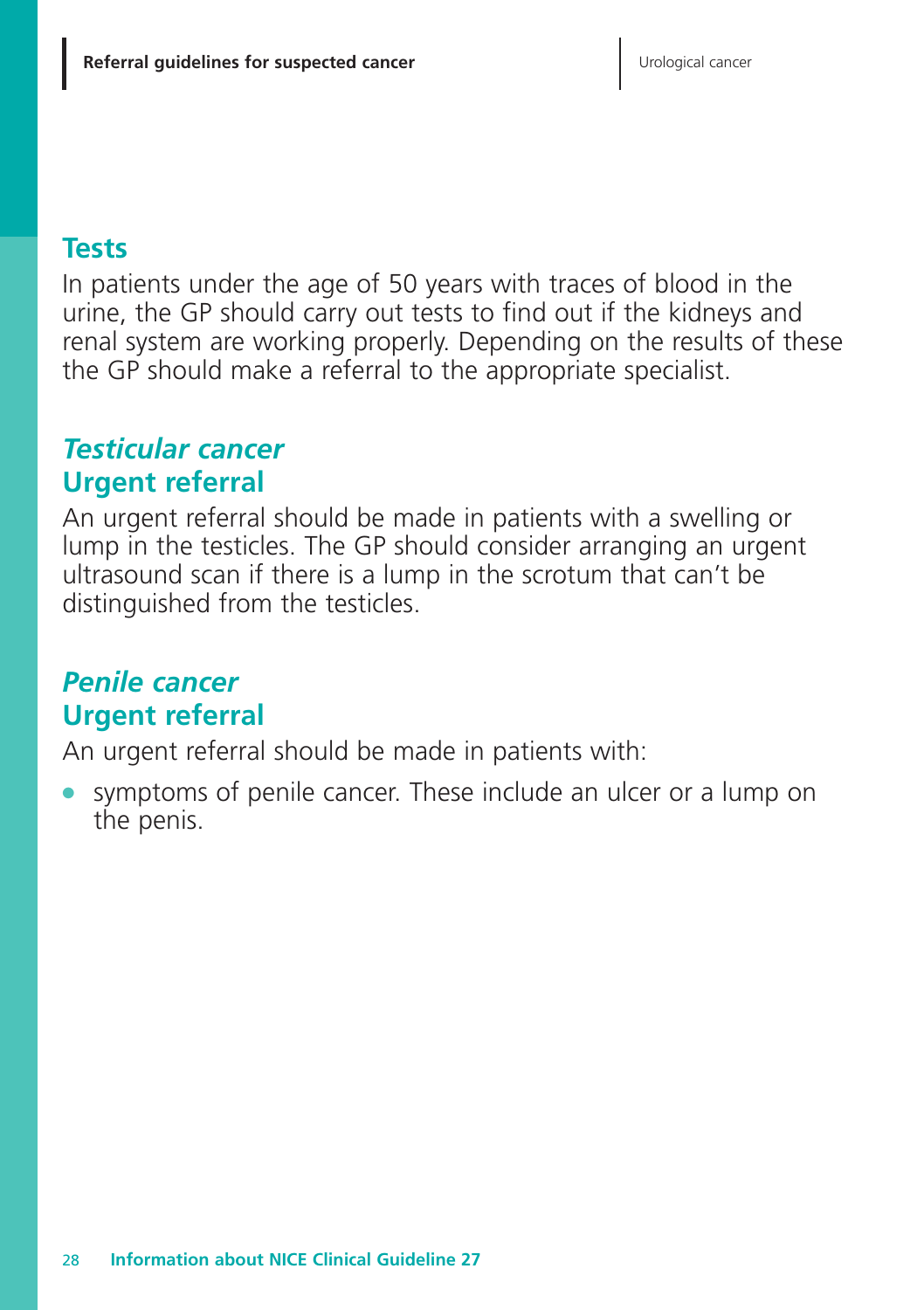## Tests

In patients under the age of 50 years with traces of blood in the urine, the GP should carry out tests to find out if the kidneys and renal system are working properly. Depending on the results of these the GP should make a referral to the appropriate specialist.

### *Testicular cancer*

### Urgent referral

An urgent referral should be made in patients with a swelling or lump in the testicles. The GP should consider arranging an urgent ultrasound scan if there is a lump in the scrotum that can't be distinguished from the testicles.

### *Penile cancer*

### Urgent referral

An urgent referral should be made in patients with:

- symptoms of penile cancer. These include an ulcer or a lump on the penis.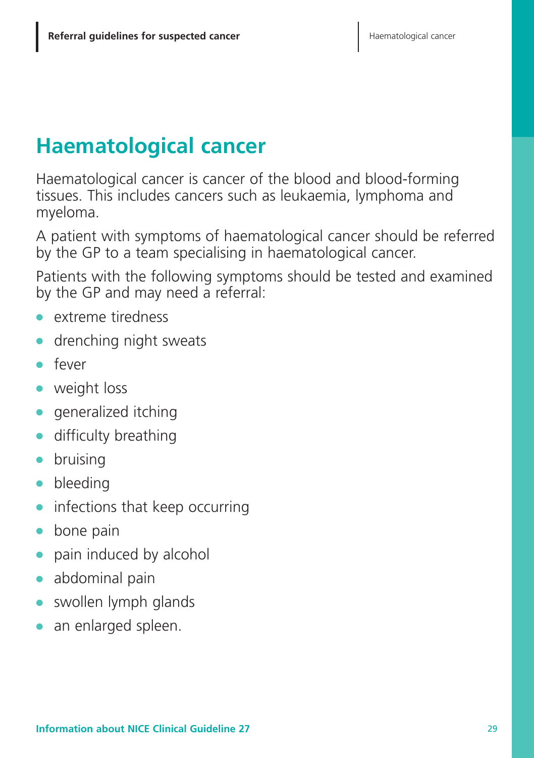# Haematological cancer

Haematological cancer is cancer of the blood and blood-forming tissues. This includes cancers such as leukaemia, lymphoma and myeloma.

A patient with symptoms of haematological cancer should be referred by the GP to a team specialising in haematological cancer.

Patients with the following symptoms should be tested and examined by the GP and may need a referral:

- extreme tiredness
- drenching night sweats
- fever
- weight loss
- generalized itching
- difficulty breathing
- bruising
- bleeding
- infections that keep occurring
- bone pain
- pain induced by alcohol
- abdominal pain
- swollen lymph glands
- an enlarged spleen.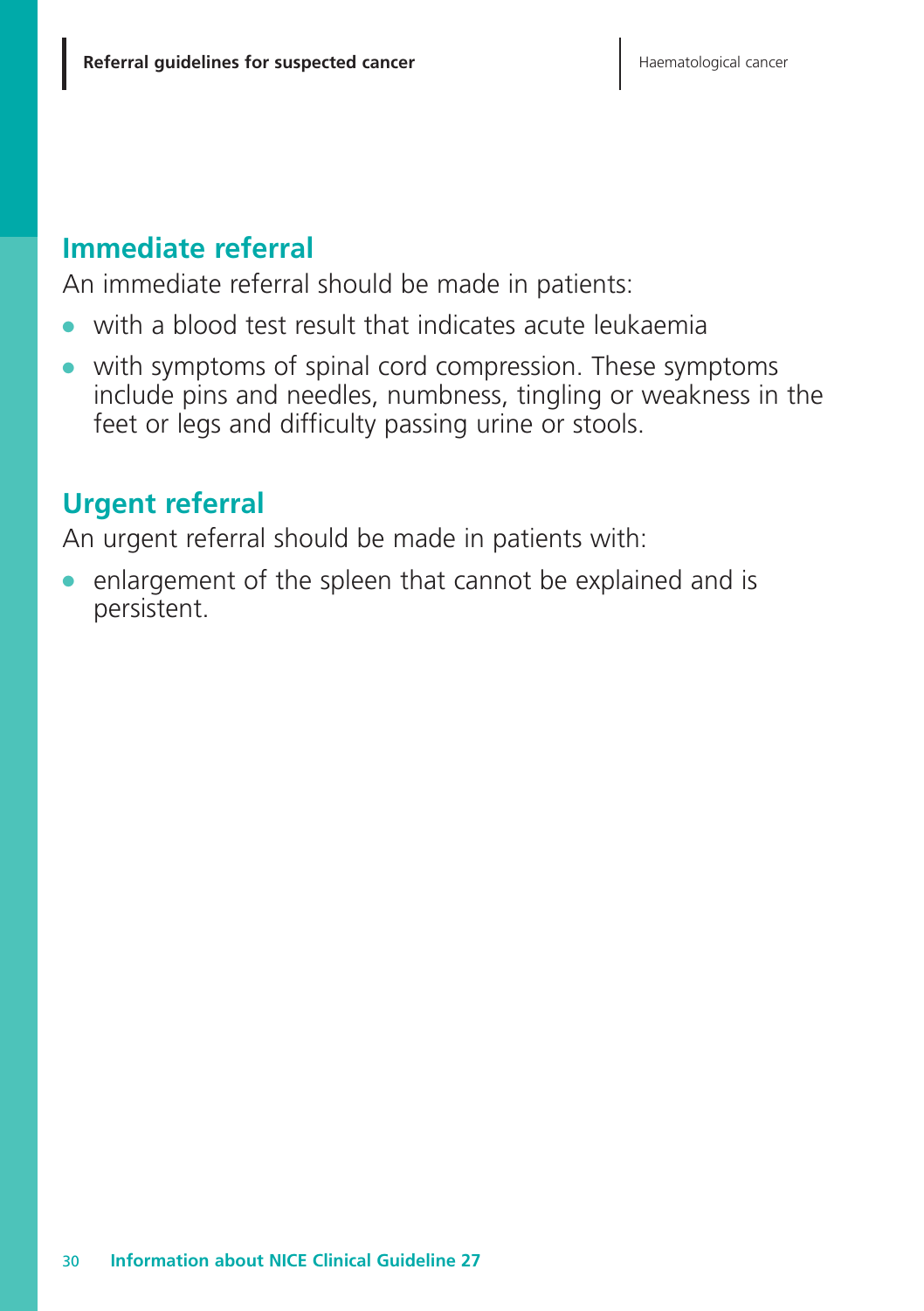## Immediate referral

An immediate referral should be made in patients:

- with a blood test result that indicates acute leukaemia
- with symptoms of spinal cord compression. These symptoms include pins and needles, numbness, tingling or weakness in the feet or legs and difficulty passing urine or stools.

## Urgent referral

An urgent referral should be made in patients with:

- enlargement of the spleen that cannot be explained and is persistent.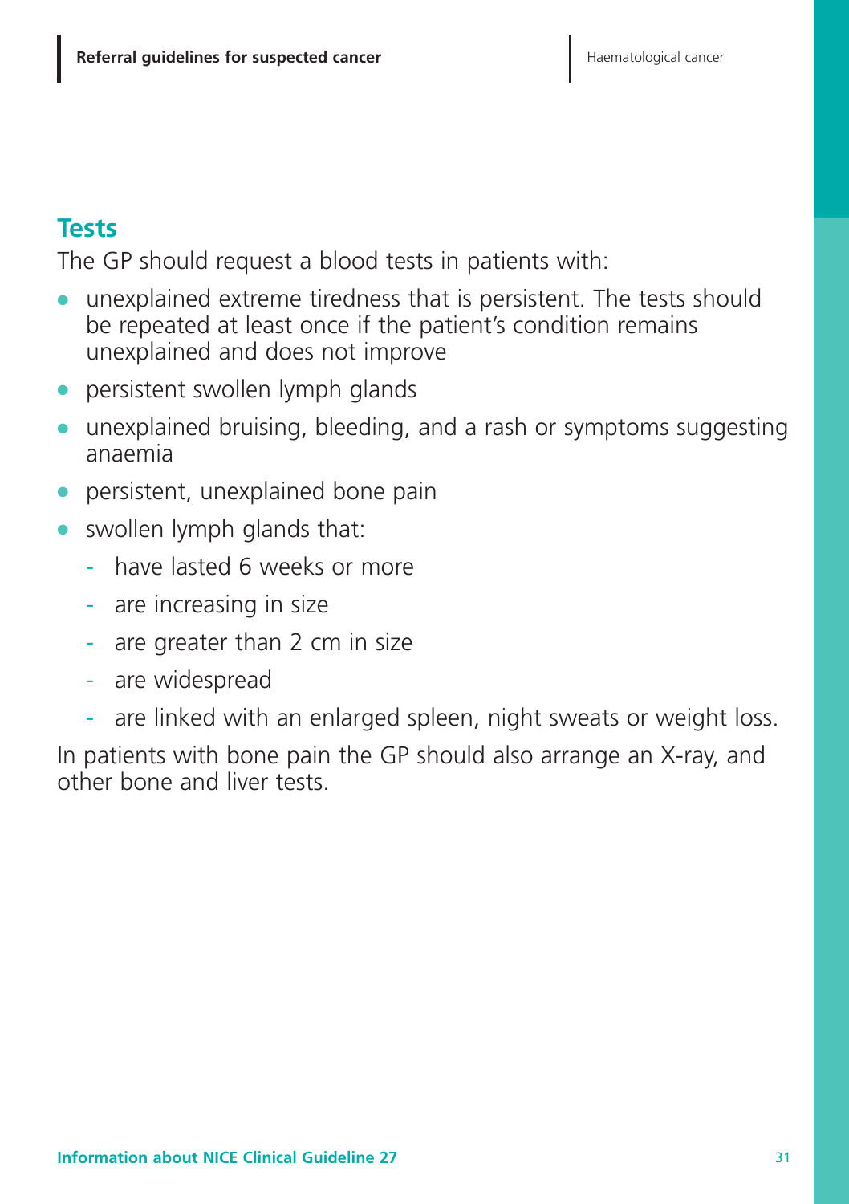## Tests

The GP should request a blood tests in patients with:

- unexplained extreme tiredness that is persistent. The tests should be repeated at least once if the patient's condition remains unexplained and does not improve
- persistent swollen lymph glands
- unexplained bruising, bleeding, and a rash or symptoms suggesting anaemia
- persistent, unexplained bone pain
- swollen lymph glands that:
  - have lasted 6 weeks or more
  - are increasing in size
  - are greater than 2 cm in size
  - are widespread
  - are linked with an enlarged spleen, night sweats or weight loss.

In patients with bone pain the GP should also arrange an X-ray, and other bone and liver tests.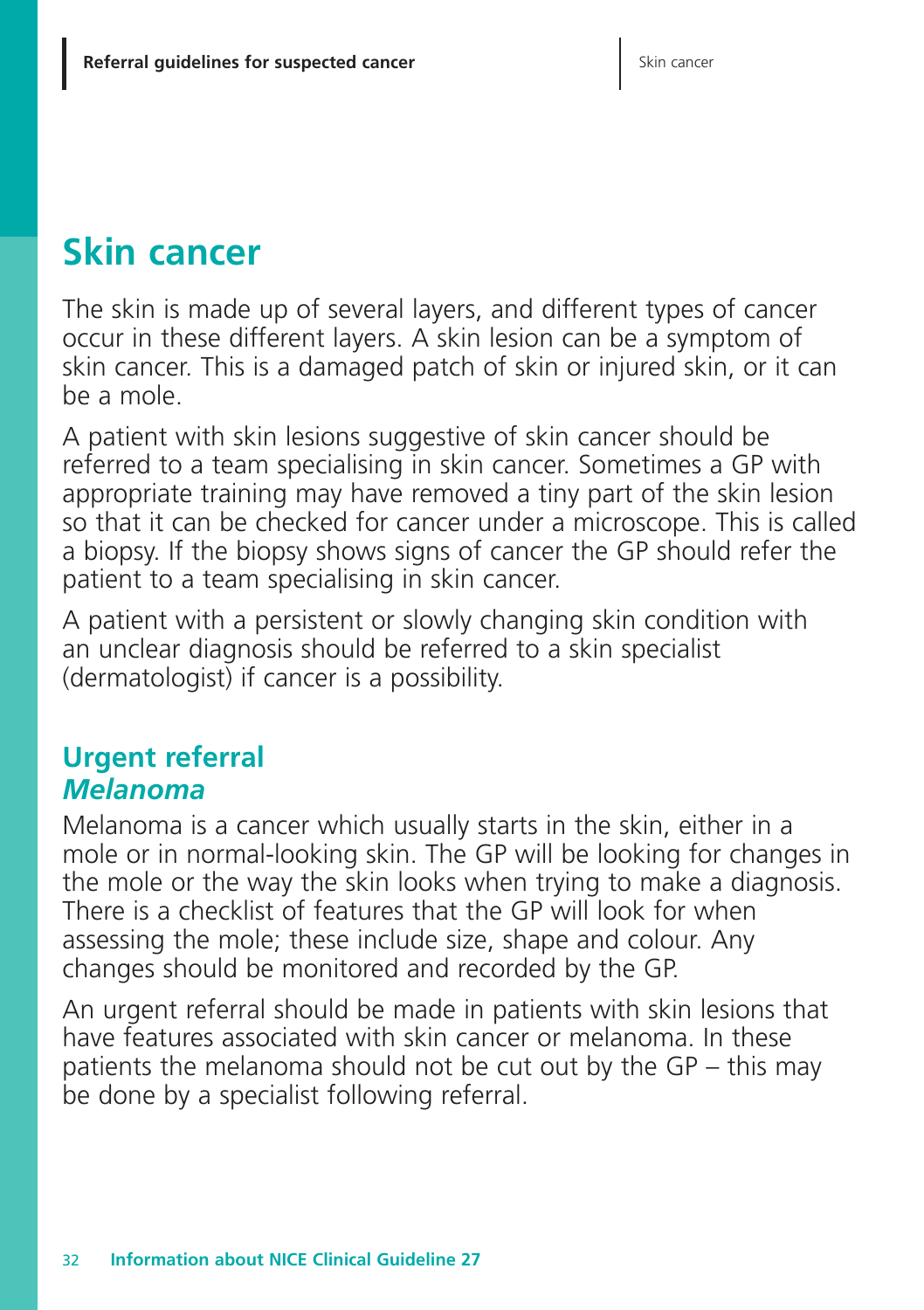# Skin cancer

The skin is made up of several layers, and different types of cancer occur in these different layers. A skin lesion can be a symptom of skin cancer. This is a damaged patch of skin or injured skin, or it can be a mole.

A patient with skin lesions suggestive of skin cancer should be referred to a team specialising in skin cancer. Sometimes a GP with appropriate training may have removed a tiny part of the skin lesion so that it can be checked for cancer under a microscope. This is called a biopsy. If the biopsy shows signs of cancer the GP should refer the patient to a team specialising in skin cancer.

A patient with a persistent or slowly changing skin condition with an unclear diagnosis should be referred to a skin specialist (dermatologist) if cancer is a possibility.

## Urgent referral

### *Melanoma*

Melanoma is a cancer which usually starts in the skin, either in a mole or in normal-looking skin. The GP will be looking for changes in the mole or the way the skin looks when trying to make a diagnosis. There is a checklist of features that the GP will look for when assessing the mole; these include size, shape and colour. Any changes should be monitored and recorded by the GP.

An urgent referral should be made in patients with skin lesions that have features associated with skin cancer or melanoma. In these patients the melanoma should not be cut out by the GP – this may be done by a specialist following referral.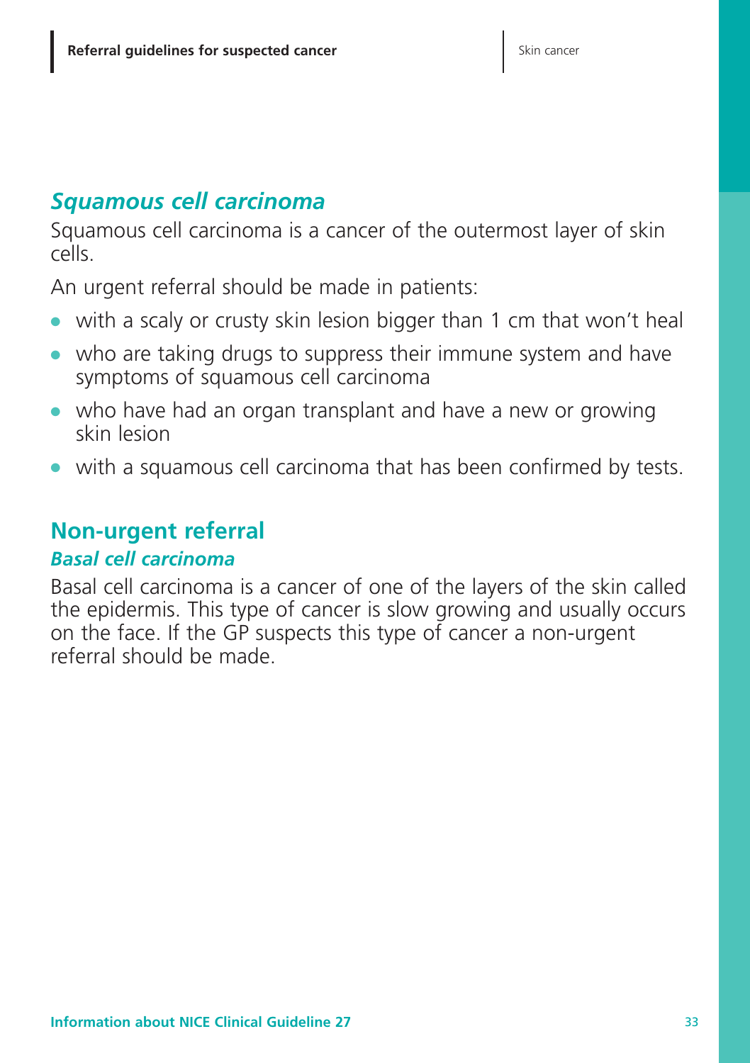### *Squamous cell carcinoma*

Squamous cell carcinoma is a cancer of the outermost layer of skin cells.

An urgent referral should be made in patients:

- with a scaly or crusty skin lesion bigger than 1 cm that won't heal
- who are taking drugs to suppress their immune system and have symptoms of squamous cell carcinoma
- who have had an organ transplant and have a new or growing skin lesion
- with a squamous cell carcinoma that has been confirmed by tests.

## Non-urgent referral

### *Basal cell carcinoma*

Basal cell carcinoma is a cancer of one of the layers of the skin called the epidermis. This type of cancer is slow growing and usually occurs on the face. If the GP suspects this type of cancer a non-urgent referral should be made.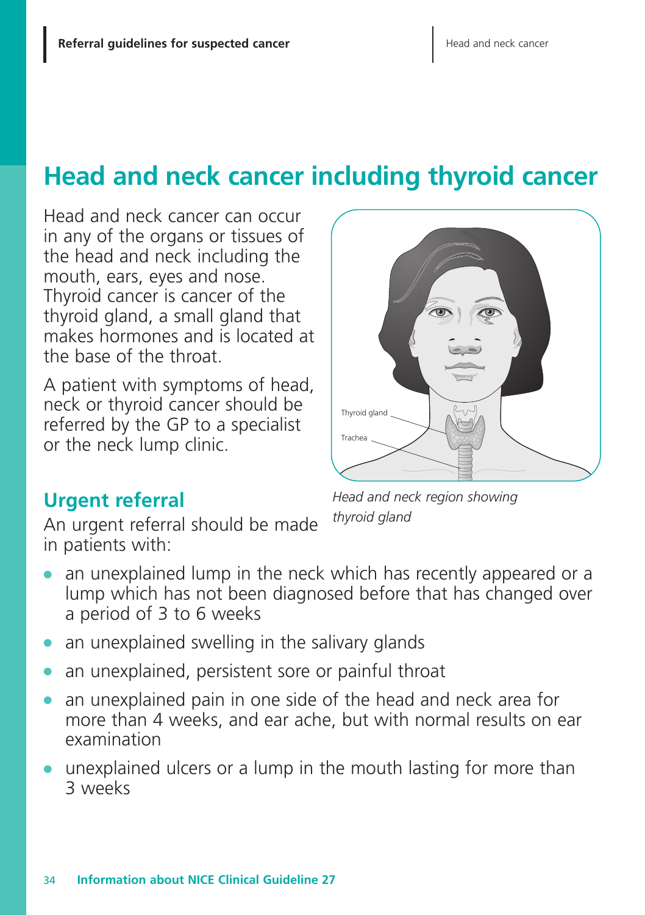# Head and neck cancer including thyroid cancer

Head and neck cancer can occur in any of the organs or tissues of the head and neck including the mouth, ears, eyes and nose. Thyroid cancer is cancer of the thyroid gland, a small gland that makes hormones and is located at the base of the throat.

A patient with symptoms of head, neck or thyroid cancer should be referred by the GP to a specialist or the neck lump clinic.

*Head and neck region showing thyroid gland*

## Urgent referral

An urgent referral should be made in patients with:

- an unexplained lump in the neck which has recently appeared or a lump which has not been diagnosed before that has changed over a period of 3 to 6 weeks
- an unexplained swelling in the salivary glands
- an unexplained, persistent sore or painful throat
- an unexplained pain in one side of the head and neck area for more than 4 weeks, and ear ache, but with normal results on ear examination
- unexplained ulcers or a lump in the mouth lasting for more than 3 weeks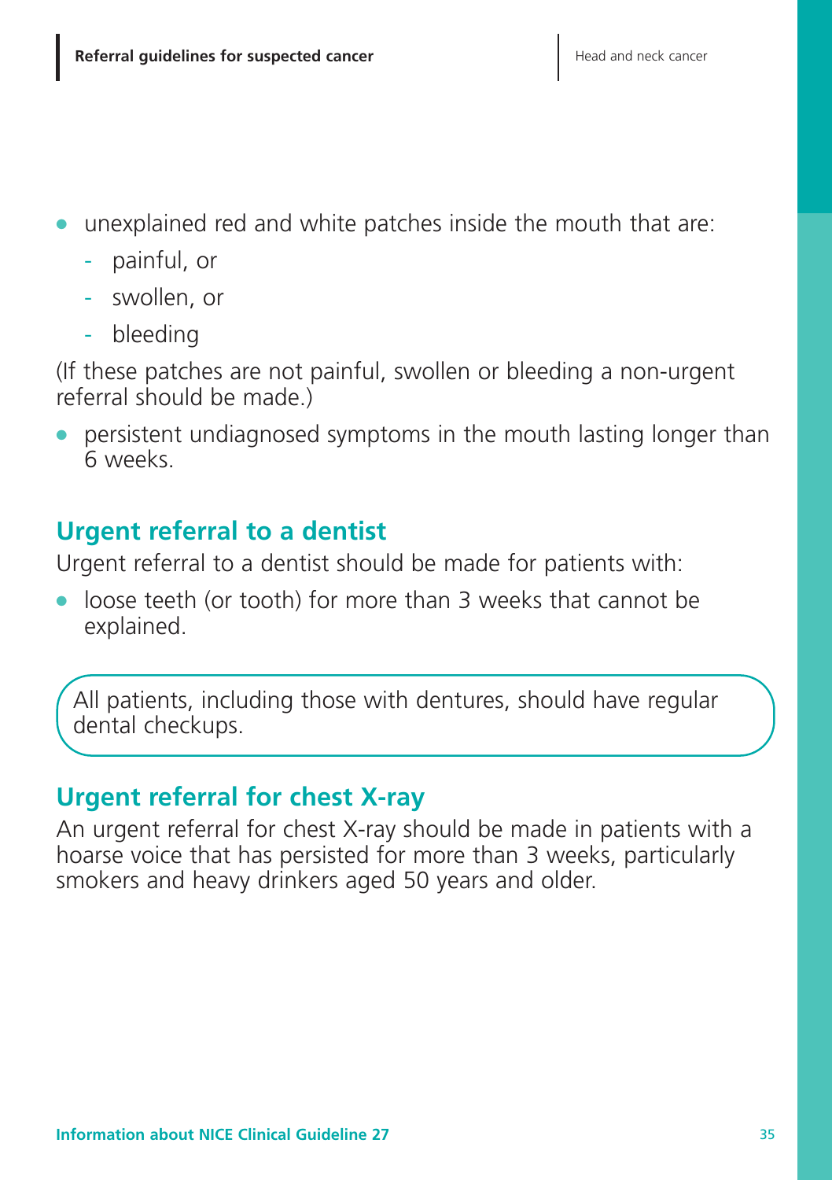- unexplained red and white patches inside the mouth that are:
  - painful, or
  - swollen, or
  - bleeding

(If these patches are not painful, swollen or bleeding a non-urgent referral should be made.)

- persistent undiagnosed symptoms in the mouth lasting longer than 6 weeks.

## Urgent referral to a dentist

Urgent referral to a dentist should be made for patients with:

- loose teeth (or tooth) for more than 3 weeks that cannot be explained.

All patients, including those with dentures, should have regular dental checkups.

## Urgent referral for chest X-ray

An urgent referral for chest X-ray should be made in patients with a hoarse voice that has persisted for more than 3 weeks, particularly smokers and heavy drinkers aged 50 years and older.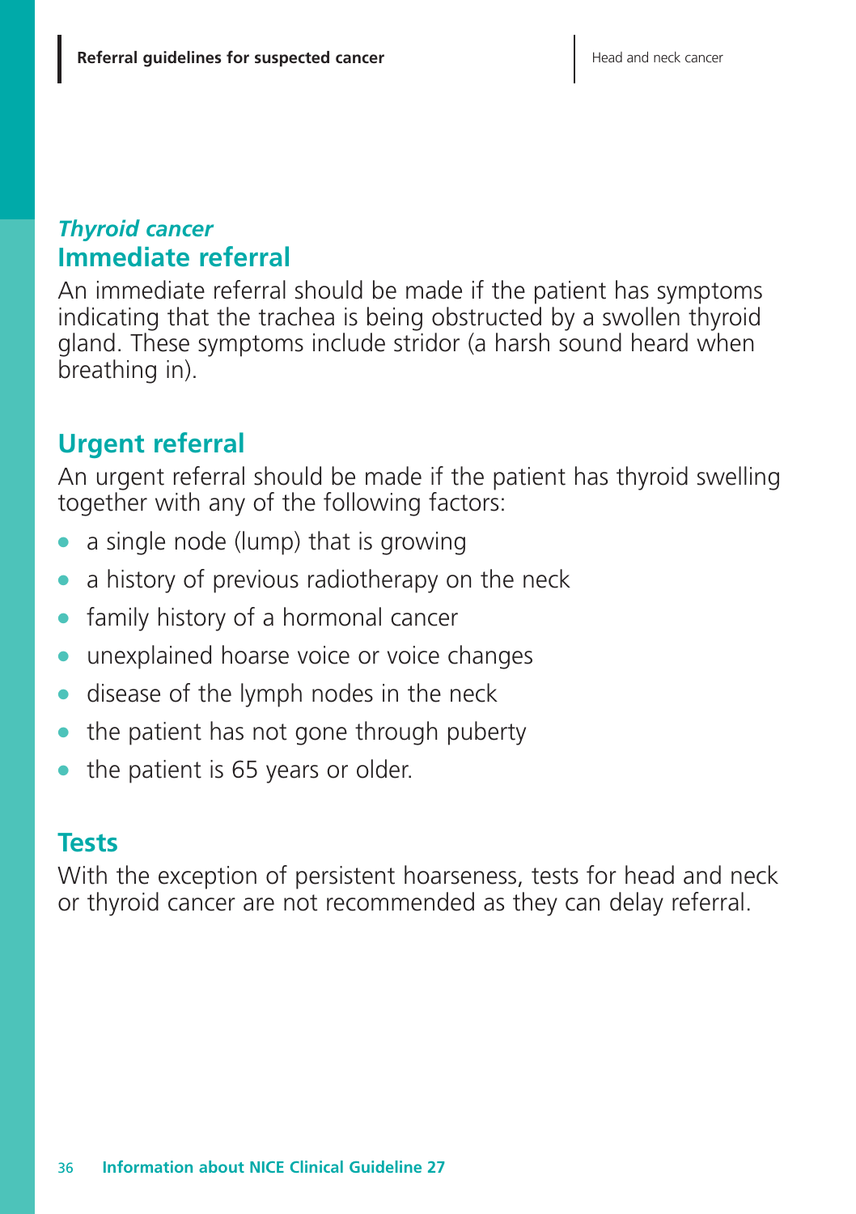### *Thyroid cancer*

## Immediate referral

An immediate referral should be made if the patient has symptoms indicating that the trachea is being obstructed by a swollen thyroid gland. These symptoms include stridor (a harsh sound heard when breathing in).

## Urgent referral

An urgent referral should be made if the patient has thyroid swelling together with any of the following factors:

- a single node (lump) that is growing
- a history of previous radiotherapy on the neck
- family history of a hormonal cancer
- unexplained hoarse voice or voice changes
- disease of the lymph nodes in the neck
- the patient has not gone through puberty
- the patient is 65 years or older.

## Tests

With the exception of persistent hoarseness, tests for head and neck or thyroid cancer are not recommended as they can delay referral.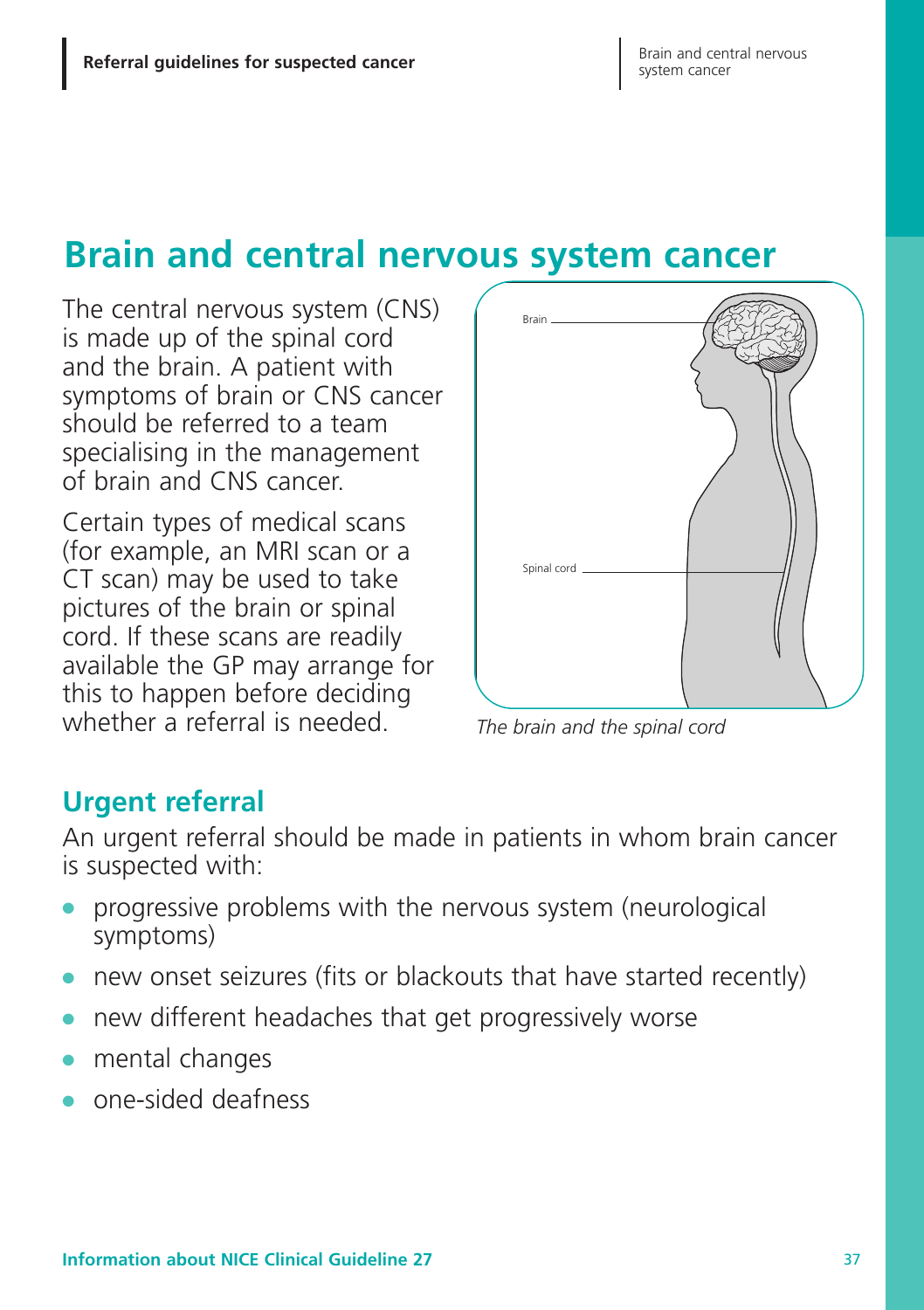# Brain and central nervous system cancer

The central nervous system (CNS) is made up of the spinal cord and the brain. A patient with symptoms of brain or CNS cancer should be referred to a team specialising in the management of brain and CNS cancer.

Certain types of medical scans (for example, an MRI scan or a CT scan) may be used to take pictures of the brain or spinal cord. If these scans are readily available the GP may arrange for this to happen before deciding whether a referral is needed.

Brain

Spinal cord

*The brain and the spinal cord*

## Urgent referral

An urgent referral should be made in patients in whom brain cancer is suspected with:

- progressive problems with the nervous system (neurological symptoms)
- new onset seizures (fits or blackouts that have started recently)
- new different headaches that get progressively worse
- mental changes
- one-sided deafness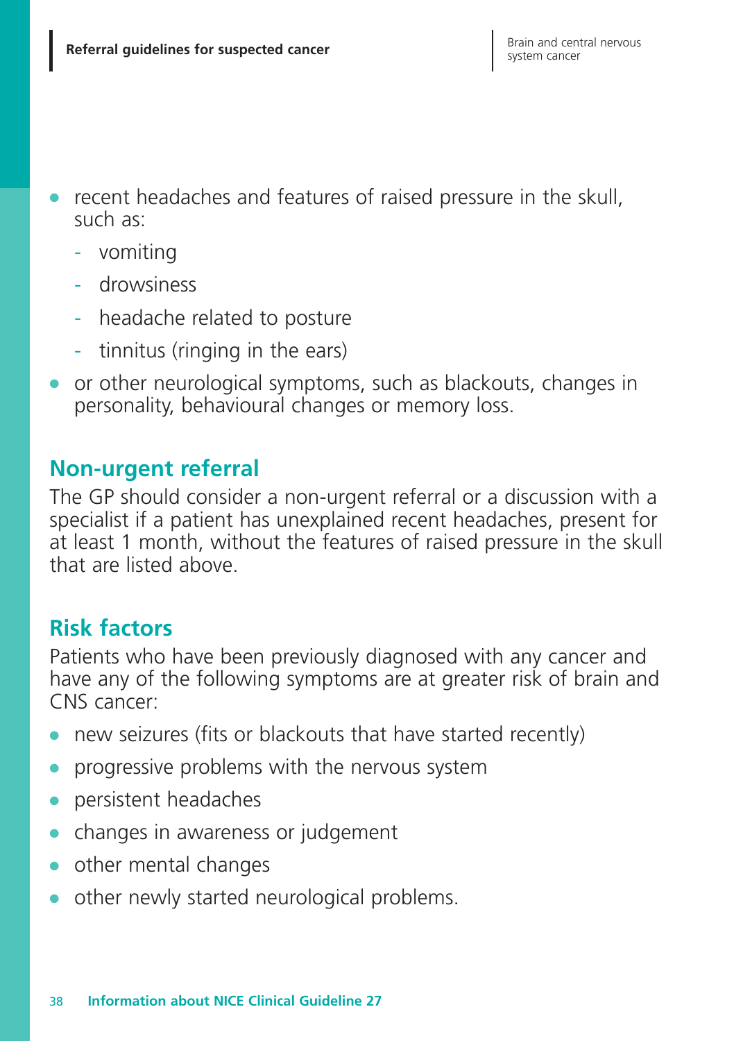- recent headaches and features of raised pressure in the skull, such as:
  - vomiting
  - drowsiness
  - headache related to posture
  - tinnitus (ringing in the ears)
- or other neurological symptoms, such as blackouts, changes in personality, behavioural changes or memory loss.

## Non-urgent referral

The GP should consider a non-urgent referral or a discussion with a specialist if a patient has unexplained recent headaches, present for at least 1 month, without the features of raised pressure in the skull that are listed above.

## Risk factors

Patients who have been previously diagnosed with any cancer and have any of the following symptoms are at greater risk of brain and CNS cancer:

- new seizures (fits or blackouts that have started recently)
- progressive problems with the nervous system
- persistent headaches
- changes in awareness or judgement
- other mental changes
- other newly started neurological problems.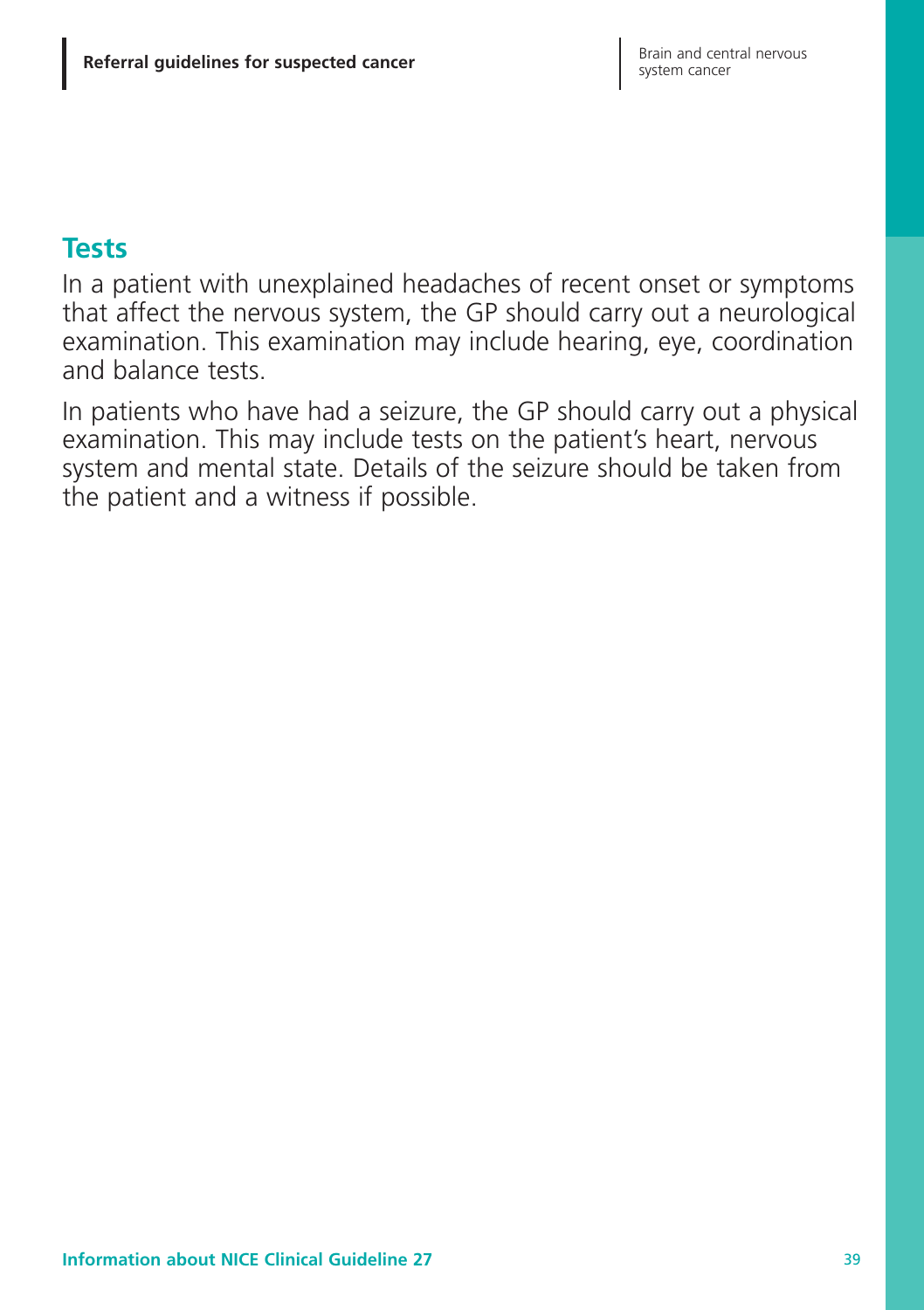## Tests

In a patient with unexplained headaches of recent onset or symptoms that affect the nervous system, the GP should carry out a neurological examination. This examination may include hearing, eye, coordination and balance tests.

In patients who have had a seizure, the GP should carry out a physical examination. This may include tests on the patient's heart, nervous system and mental state. Details of the seizure should be taken from the patient and a witness if possible.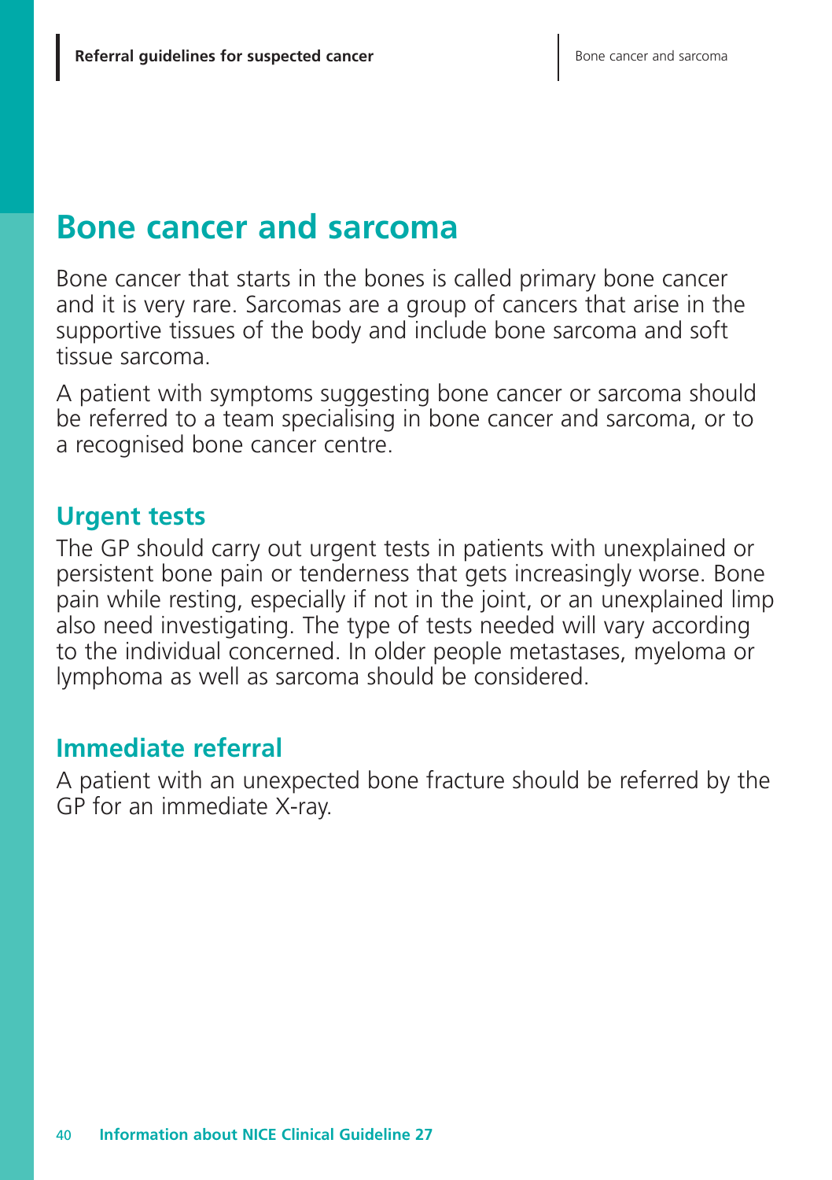# Bone cancer and sarcoma

Bone cancer that starts in the bones is called primary bone cancer and it is very rare. Sarcomas are a group of cancers that arise in the supportive tissues of the body and include bone sarcoma and soft tissue sarcoma.

A patient with symptoms suggesting bone cancer or sarcoma should be referred to a team specialising in bone cancer and sarcoma, or to a recognised bone cancer centre.

## Urgent tests

The GP should carry out urgent tests in patients with unexplained or persistent bone pain or tenderness that gets increasingly worse. Bone pain while resting, especially if not in the joint, or an unexplained limp also need investigating. The type of tests needed will vary according to the individual concerned. In older people metastases, myeloma or lymphoma as well as sarcoma should be considered.

## Immediate referral

A patient with an unexpected bone fracture should be referred by the GP for an immediate X-ray.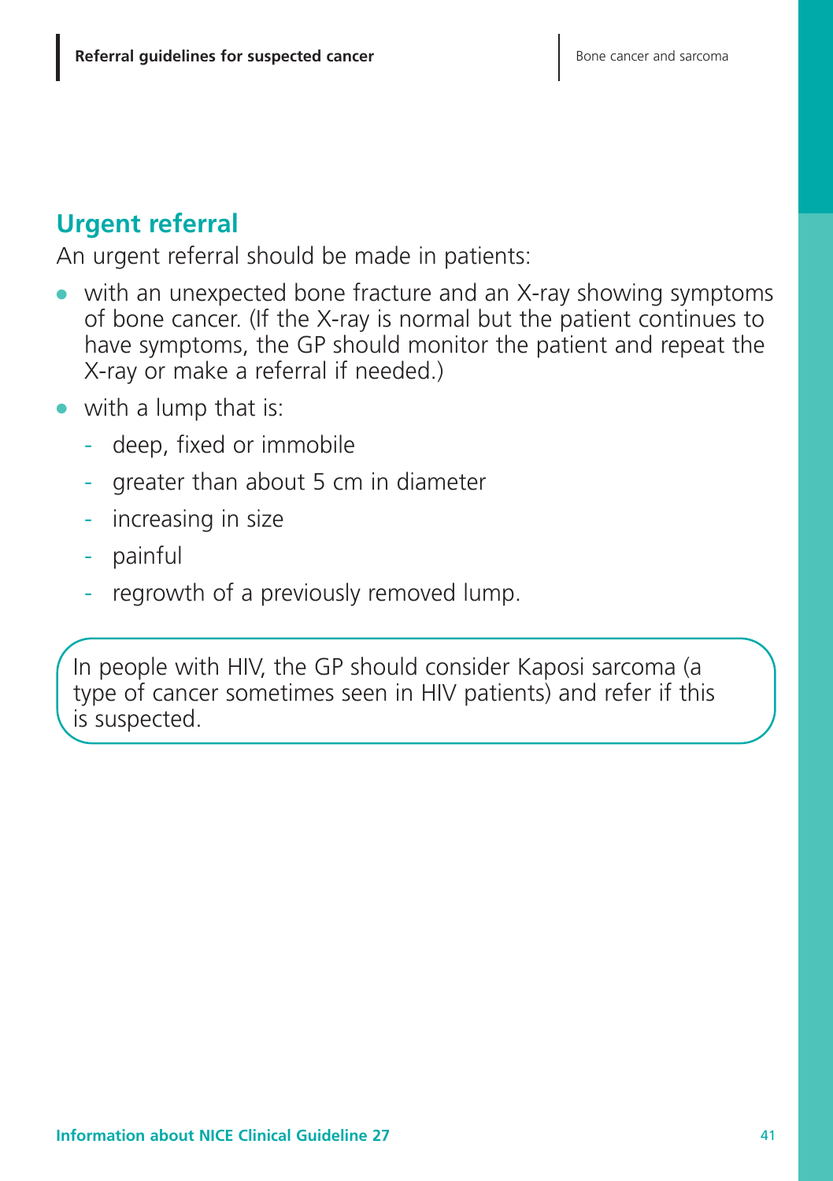## Urgent referral

An urgent referral should be made in patients:

- with an unexpected bone fracture and an X-ray showing symptoms of bone cancer. (If the X-ray is normal but the patient continues to have symptoms, the GP should monitor the patient and repeat the X-ray or make a referral if needed.)
- with a lump that is:
  - deep, fixed or immobile
  - greater than about 5 cm in diameter
  - increasing in size
  - painful
  - regrowth of a previously removed lump.

In people with HIV, the GP should consider Kaposi sarcoma (a type of cancer sometimes seen in HIV patients) and refer if this is suspected.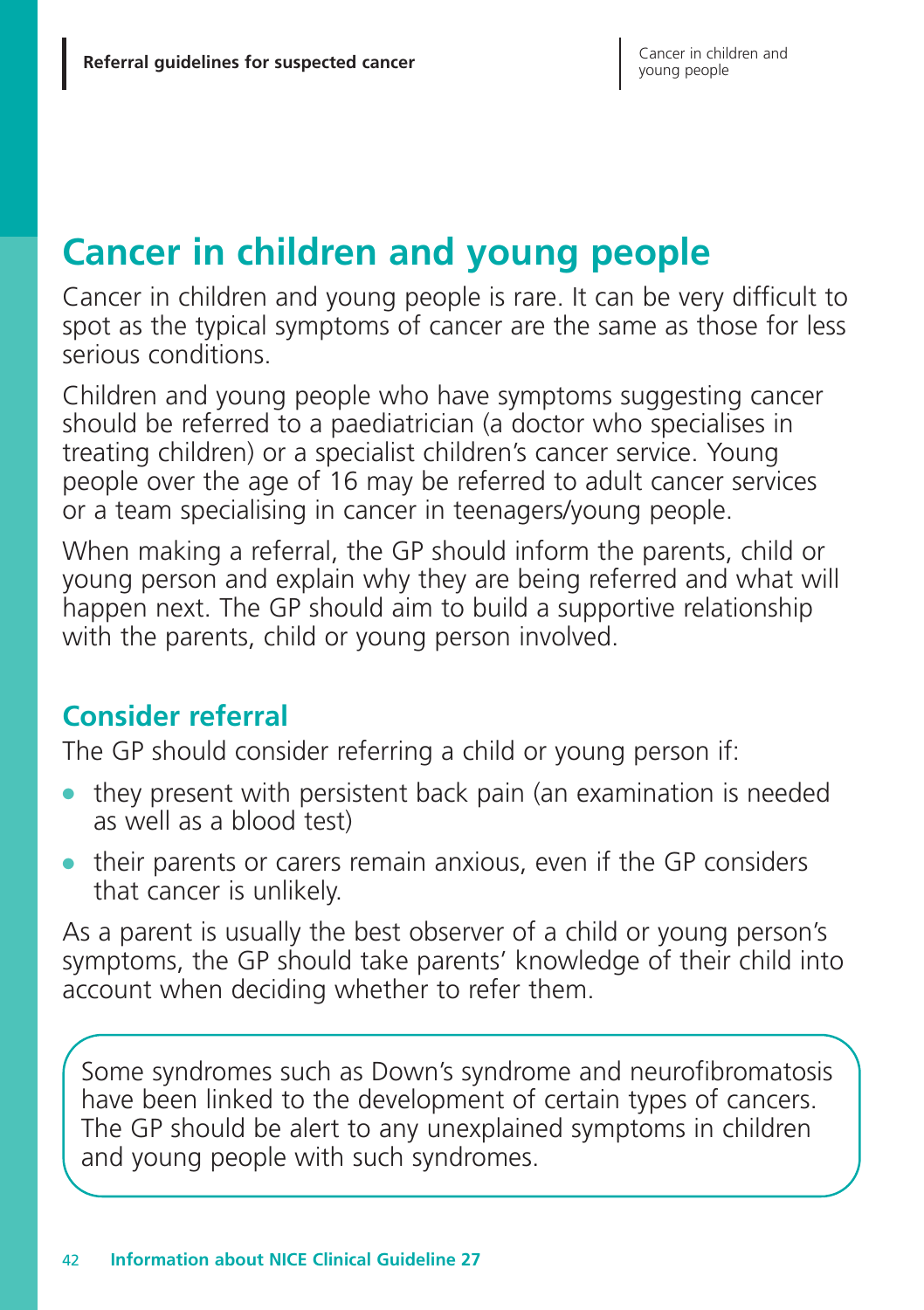# Cancer in children and young people

Cancer in children and young people is rare. It can be very difficult to spot as the typical symptoms of cancer are the same as those for less serious conditions.

Children and young people who have symptoms suggesting cancer should be referred to a paediatrician (a doctor who specialises in treating children) or a specialist children's cancer service. Young people over the age of 16 may be referred to adult cancer services or a team specialising in cancer in teenagers/young people.

When making a referral, the GP should inform the parents, child or young person and explain why they are being referred and what will happen next. The GP should aim to build a supportive relationship with the parents, child or young person involved.

## Consider referral

The GP should consider referring a child or young person if:

- they present with persistent back pain (an examination is needed as well as a blood test)
- their parents or carers remain anxious, even if the GP considers that cancer is unlikely.

As a parent is usually the best observer of a child or young person's symptoms, the GP should take parents' knowledge of their child into account when deciding whether to refer them.

Some syndromes such as Down's syndrome and neurofibromatosis have been linked to the development of certain types of cancers. The GP should be alert to any unexplained symptoms in children and young people with such syndromes.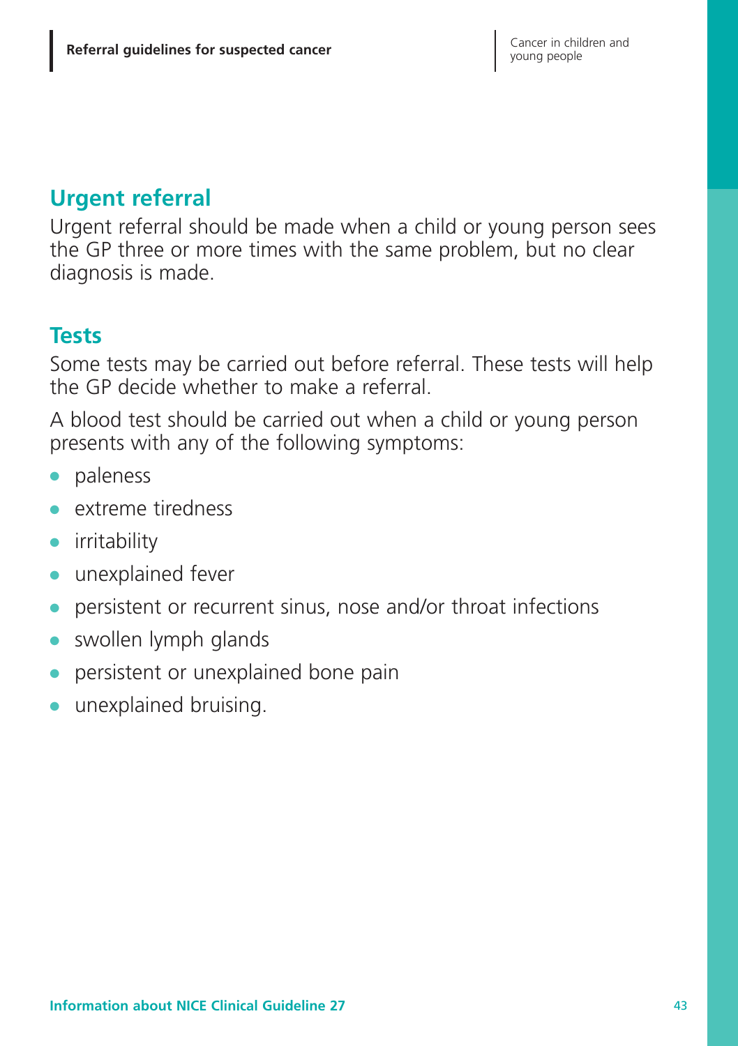## Urgent referral

Urgent referral should be made when a child or young person sees the GP three or more times with the same problem, but no clear diagnosis is made.

## Tests

Some tests may be carried out before referral. These tests will help the GP decide whether to make a referral.

A blood test should be carried out when a child or young person presents with any of the following symptoms:

- paleness
- extreme tiredness
- irritability
- unexplained fever
- persistent or recurrent sinus, nose and/or throat infections
- swollen lymph glands
- persistent or unexplained bone pain
- unexplained bruising.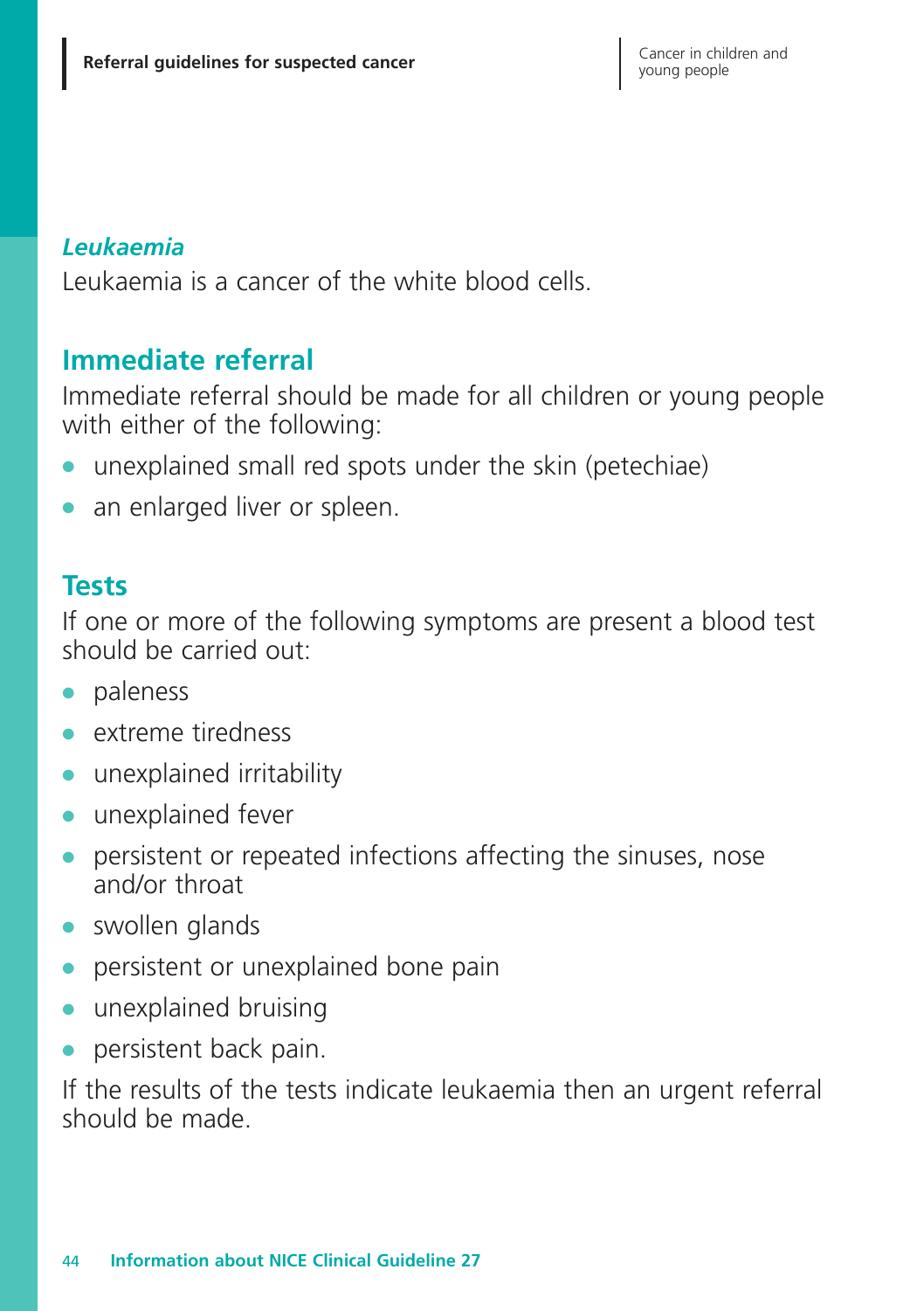### *Leukaemia*

Leukaemia is a cancer of the white blood cells.

## Immediate referral

Immediate referral should be made for all children or young people with either of the following:

- unexplained small red spots under the skin (petechiae)
- an enlarged liver or spleen.

## Tests

If one or more of the following symptoms are present a blood test should be carried out:

- paleness
- extreme tiredness
- unexplained irritability
- unexplained fever
- persistent or repeated infections affecting the sinuses, nose and/or throat
- swollen glands
- persistent or unexplained bone pain
- unexplained bruising
- persistent back pain.

If the results of the tests indicate leukaemia then an urgent referral should be made.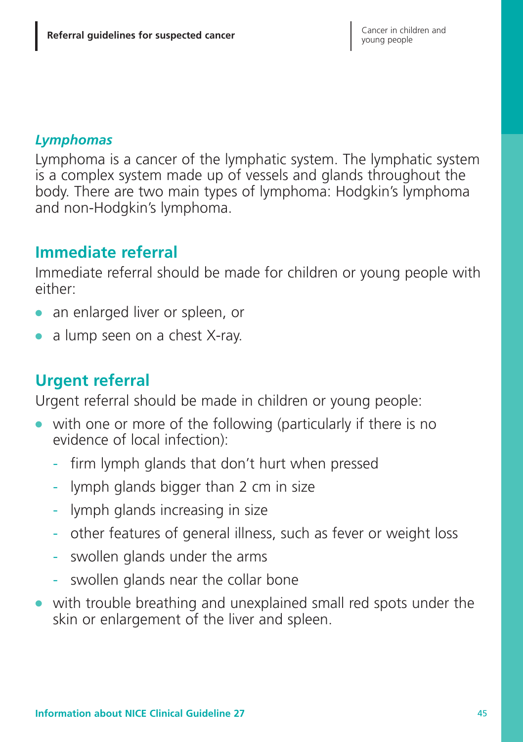### *Lymphomas*

Lymphoma is a cancer of the lymphatic system. The lymphatic system is a complex system made up of vessels and glands throughout the body. There are two main types of lymphoma: Hodgkin's lymphoma and non-Hodgkin's lymphoma.

## Immediate referral

Immediate referral should be made for children or young people with either:

- an enlarged liver or spleen, or
- a lump seen on a chest X-ray.

## Urgent referral

Urgent referral should be made in children or young people:

- with one or more of the following (particularly if there is no evidence of local infection):
  - firm lymph glands that don't hurt when pressed
  - lymph glands bigger than 2 cm in size
  - lymph glands increasing in size
  - other features of general illness, such as fever or weight loss
  - swollen glands under the arms
  - swollen glands near the collar bone
- with trouble breathing and unexplained small red spots under the skin or enlargement of the liver and spleen.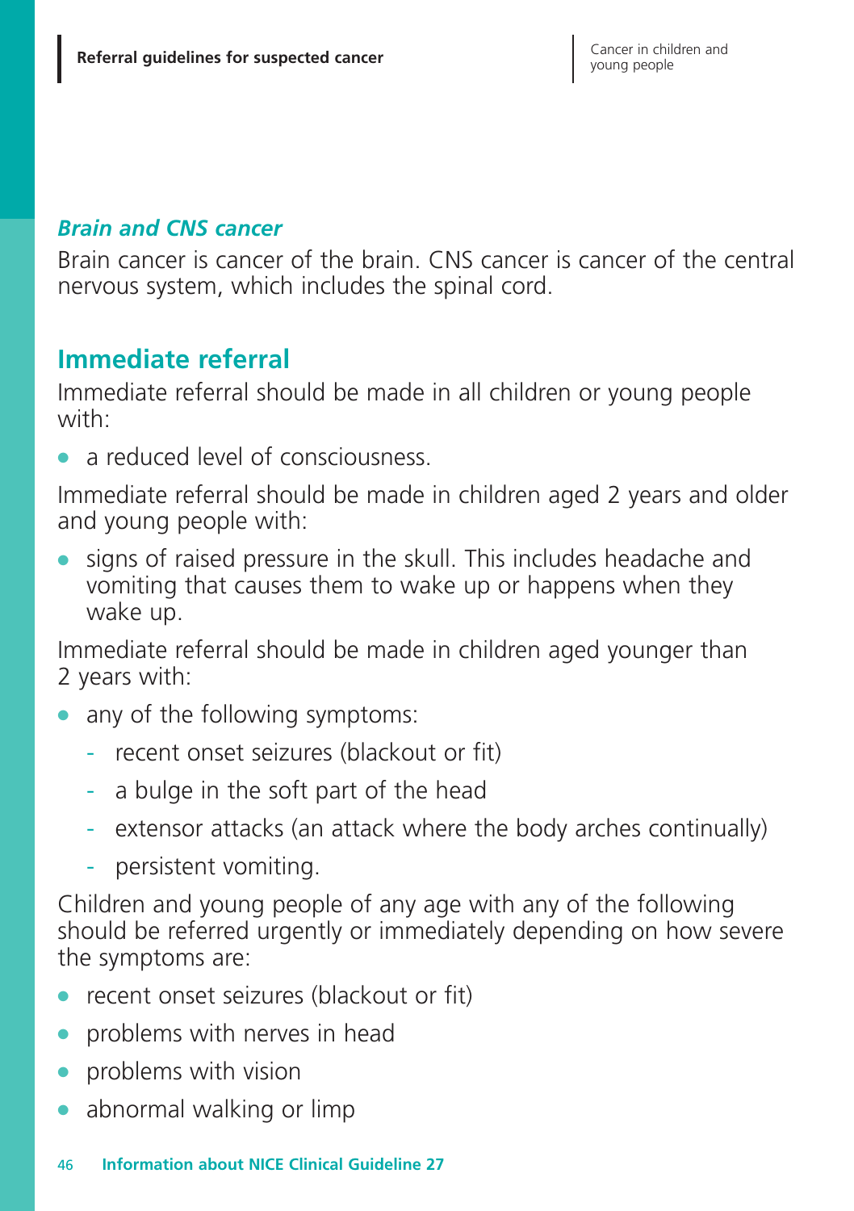### *Brain and CNS cancer*

Brain cancer is cancer of the brain. CNS cancer is cancer of the central nervous system, which includes the spinal cord.

## Immediate referral

Immediate referral should be made in all children or young people with:

- a reduced level of consciousness.

Immediate referral should be made in children aged 2 years and older and young people with:

- signs of raised pressure in the skull. This includes headache and vomiting that causes them to wake up or happens when they wake up.

Immediate referral should be made in children aged younger than 2 years with:

- any of the following symptoms:
  - recent onset seizures (blackout or fit)
  - a bulge in the soft part of the head
  - extensor attacks (an attack where the body arches continually)
  - persistent vomiting.

Children and young people of any age with any of the following should be referred urgently or immediately depending on how severe the symptoms are:

- recent onset seizures (blackout or fit)
- problems with nerves in head
- problems with vision
- abnormal walking or limp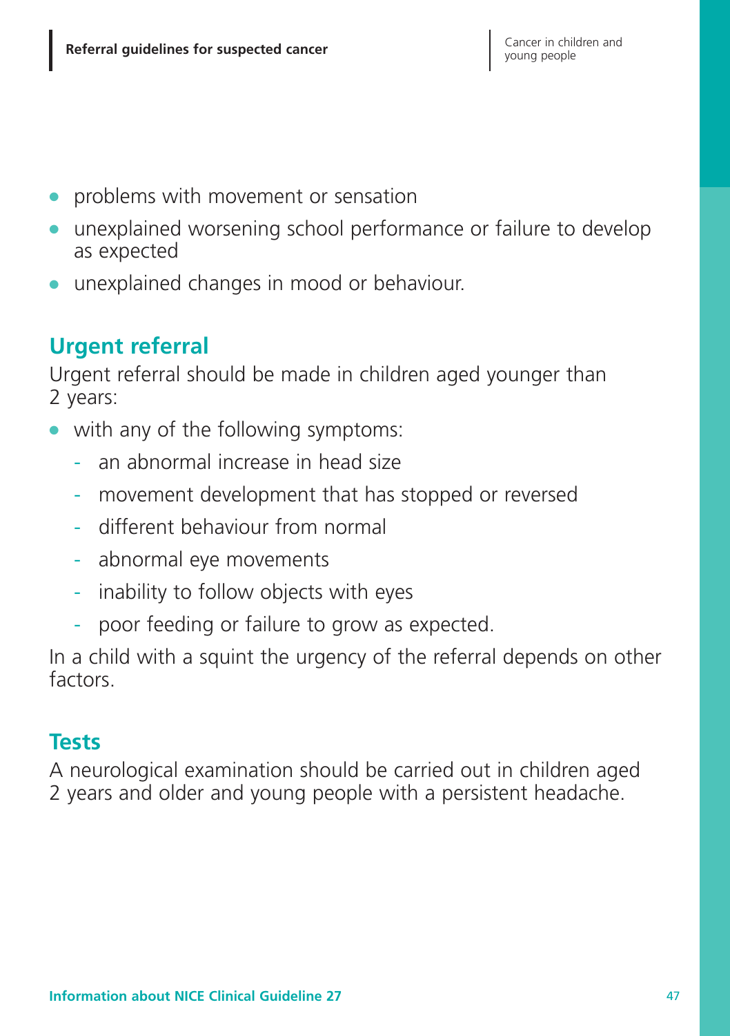- problems with movement or sensation
- unexplained worsening school performance or failure to develop as expected
- unexplained changes in mood or behaviour.

## Urgent referral

Urgent referral should be made in children aged younger than 2 years:

- with any of the following symptoms:
  - an abnormal increase in head size
  - movement development that has stopped or reversed
  - different behaviour from normal
  - abnormal eye movements
  - inability to follow objects with eyes
  - poor feeding or failure to grow as expected.

In a child with a squint the urgency of the referral depends on other factors.

## Tests

A neurological examination should be carried out in children aged 2 years and older and young people with a persistent headache.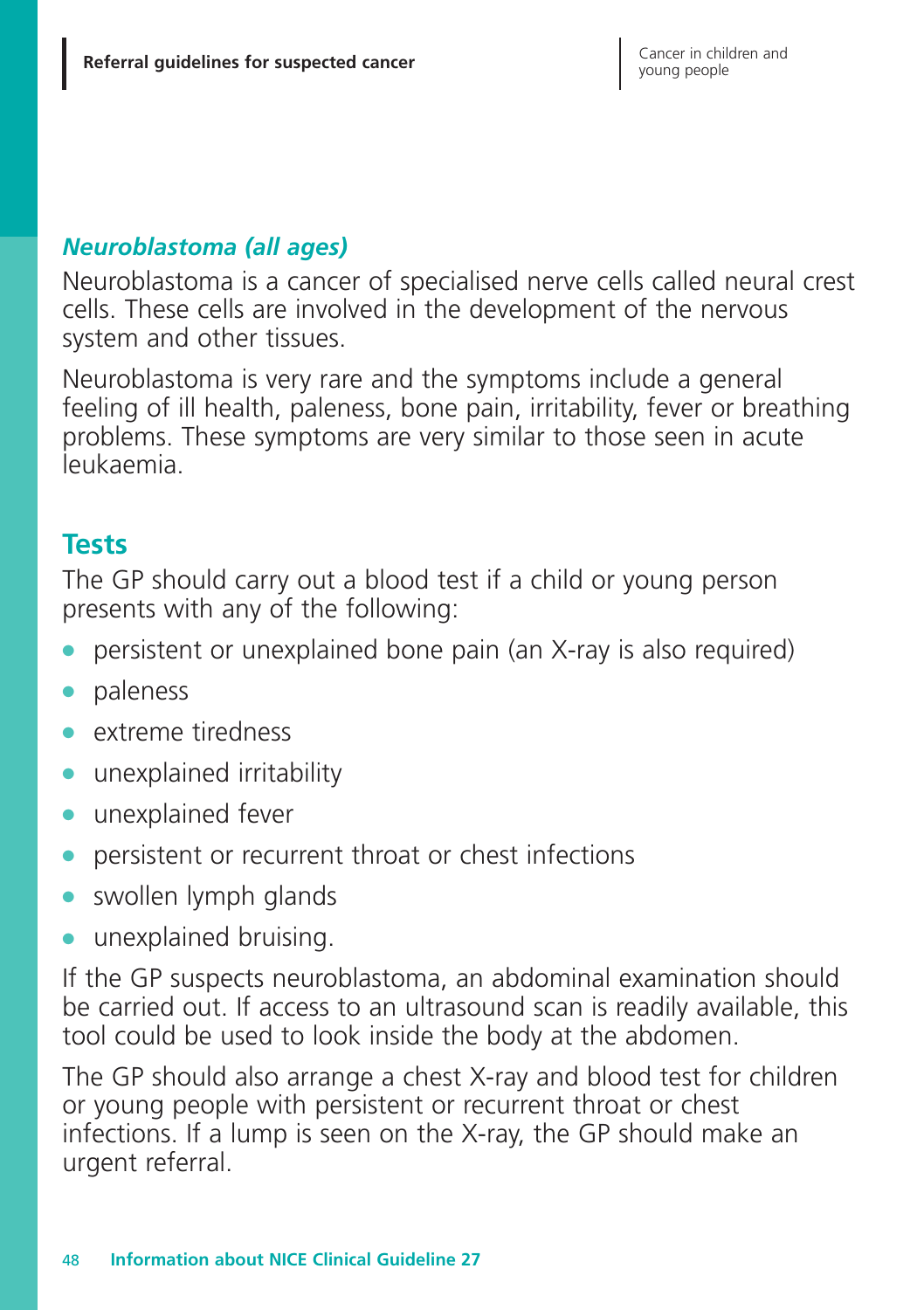### *Neuroblastoma (all ages)*

Neuroblastoma is a cancer of specialised nerve cells called neural crest cells. These cells are involved in the development of the nervous system and other tissues.

Neuroblastoma is very rare and the symptoms include a general feeling of ill health, paleness, bone pain, irritability, fever or breathing problems. These symptoms are very similar to those seen in acute leukaemia.

## Tests

The GP should carry out a blood test if a child or young person presents with any of the following:

- persistent or unexplained bone pain (an X-ray is also required)
- paleness
- extreme tiredness
- unexplained irritability
- unexplained fever
- persistent or recurrent throat or chest infections
- swollen lymph glands
- unexplained bruising.

If the GP suspects neuroblastoma, an abdominal examination should be carried out. If access to an ultrasound scan is readily available, this tool could be used to look inside the body at the abdomen.

The GP should also arrange a chest X-ray and blood test for children or young people with persistent or recurrent throat or chest infections. If a lump is seen on the X-ray, the GP should make an urgent referral.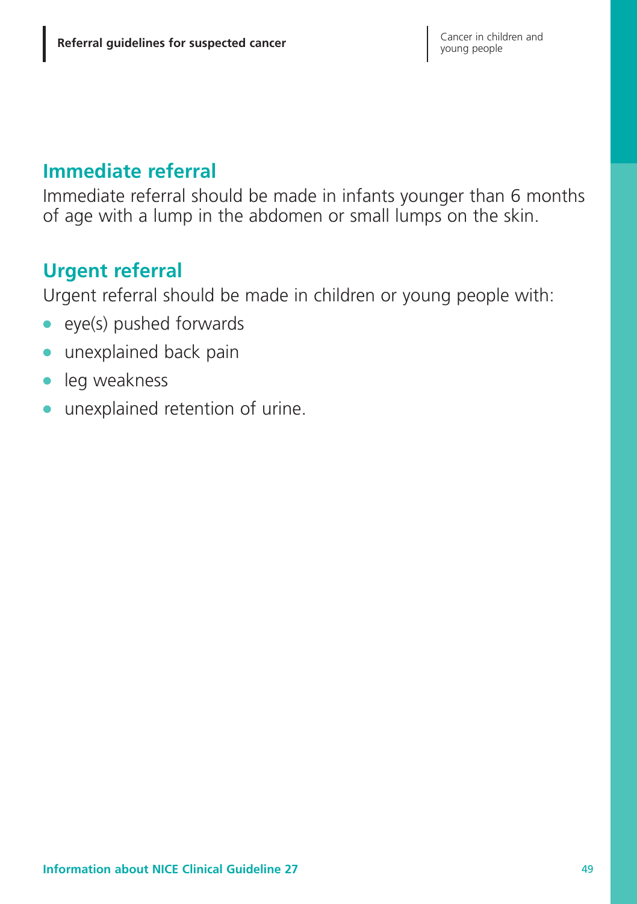## Immediate referral

Immediate referral should be made in infants younger than 6 months of age with a lump in the abdomen or small lumps on the skin.

## Urgent referral

Urgent referral should be made in children or young people with:

- eye(s) pushed forwards
- unexplained back pain
- leg weakness
- unexplained retention of urine.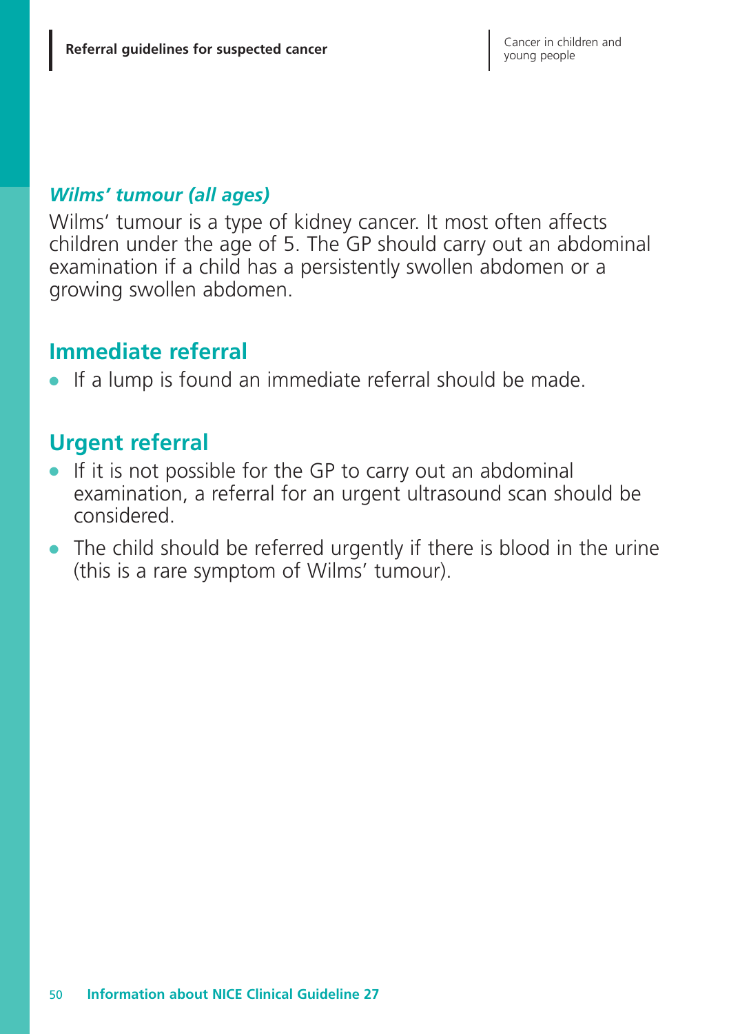### *Wilms' tumour (all ages)*

Wilms' tumour is a type of kidney cancer. It most often affects children under the age of 5. The GP should carry out an abdominal examination if a child has a persistently swollen abdomen or a growing swollen abdomen.

## Immediate referral

- If a lump is found an immediate referral should be made.

## Urgent referral

- If it is not possible for the GP to carry out an abdominal examination, a referral for an urgent ultrasound scan should be considered.
- The child should be referred urgently if there is blood in the urine (this is a rare symptom of Wilms' tumour).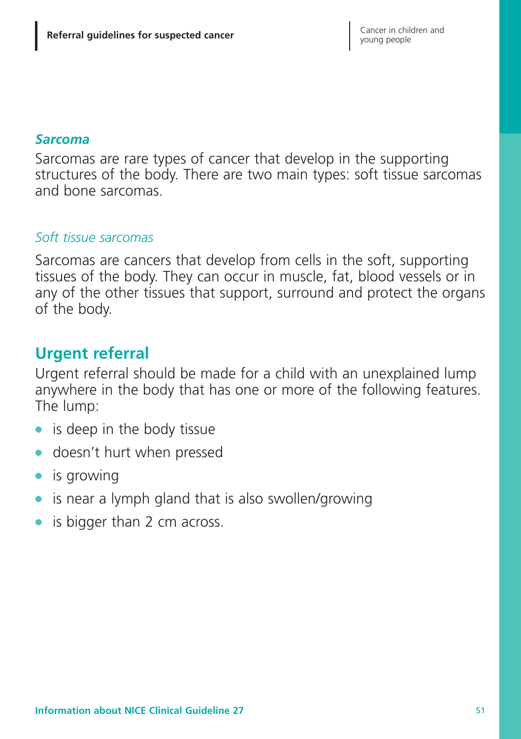### *Sarcoma*

Sarcomas are rare types of cancer that develop in the supporting structures of the body. There are two main types: soft tissue sarcomas and bone sarcomas.

#### *Soft tissue sarcomas*

Sarcomas are cancers that develop from cells in the soft, supporting tissues of the body. They can occur in muscle, fat, blood vessels or in any of the other tissues that support, surround and protect the organs of the body.

## Urgent referral

Urgent referral should be made for a child with an unexplained lump anywhere in the body that has one or more of the following features. The lump:

- is deep in the body tissue
- doesn't hurt when pressed
- is growing
- is near a lymph gland that is also swollen/growing
- is bigger than 2 cm across.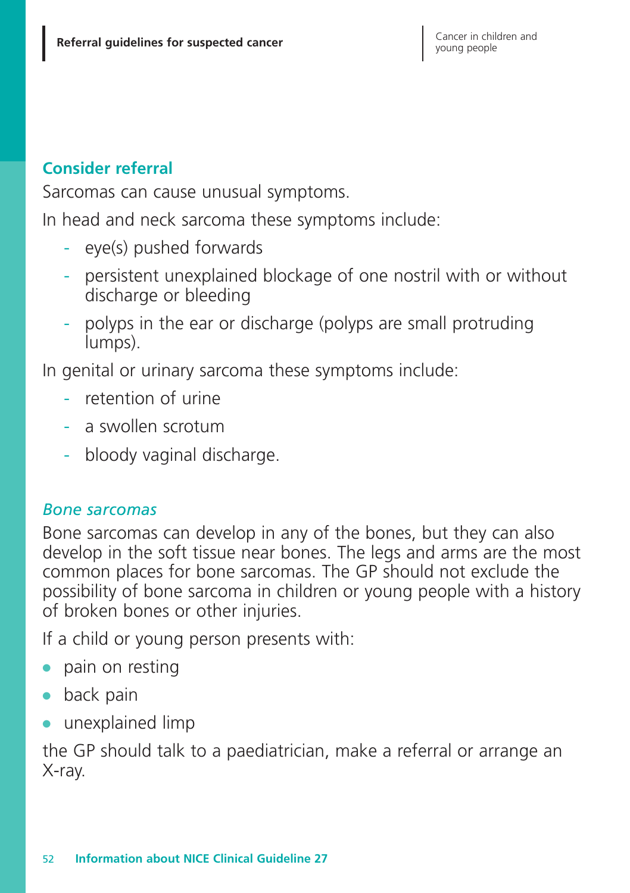### Consider referral

Sarcomas can cause unusual symptoms.

In head and neck sarcoma these symptoms include:

- eye(s) pushed forwards
- persistent unexplained blockage of one nostril with or without discharge or bleeding
- polyps in the ear or discharge (polyps are small protruding lumps).

In genital or urinary sarcoma these symptoms include:

- retention of urine
- a swollen scrotum
- bloody vaginal discharge.

#### *Bone sarcomas*

Bone sarcomas can develop in any of the bones, but they can also develop in the soft tissue near bones. The legs and arms are the most common places for bone sarcomas. The GP should not exclude the possibility of bone sarcoma in children or young people with a history of broken bones or other injuries.

If a child or young person presents with:

- pain on resting
- back pain
- unexplained limp

the GP should talk to a paediatrician, make a referral or arrange an X-ray.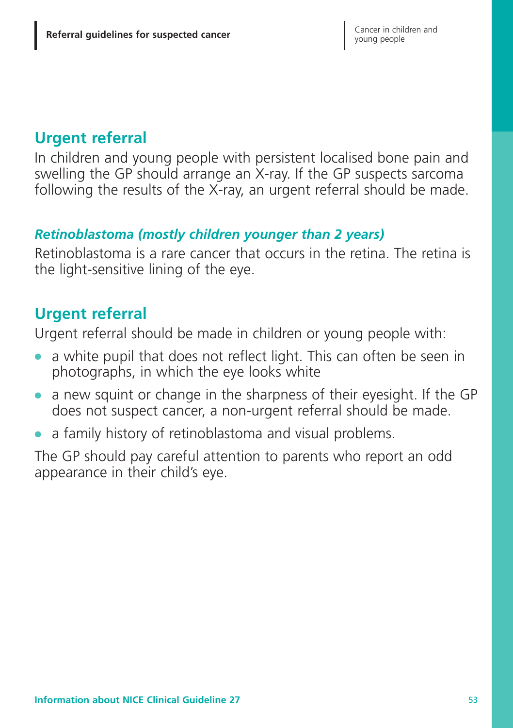## Urgent referral

In children and young people with persistent localised bone pain and swelling the GP should arrange an X-ray. If the GP suspects sarcoma following the results of the X-ray, an urgent referral should be made.

### *Retinoblastoma (mostly children younger than 2 years)*

Retinoblastoma is a rare cancer that occurs in the retina. The retina is the light-sensitive lining of the eye.

## Urgent referral

Urgent referral should be made in children or young people with:

- a white pupil that does not reflect light. This can often be seen in photographs, in which the eye looks white
- a new squint or change in the sharpness of their eyesight. If the GP does not suspect cancer, a non-urgent referral should be made.
- a family history of retinoblastoma and visual problems.

The GP should pay careful attention to parents who report an odd appearance in their child's eye.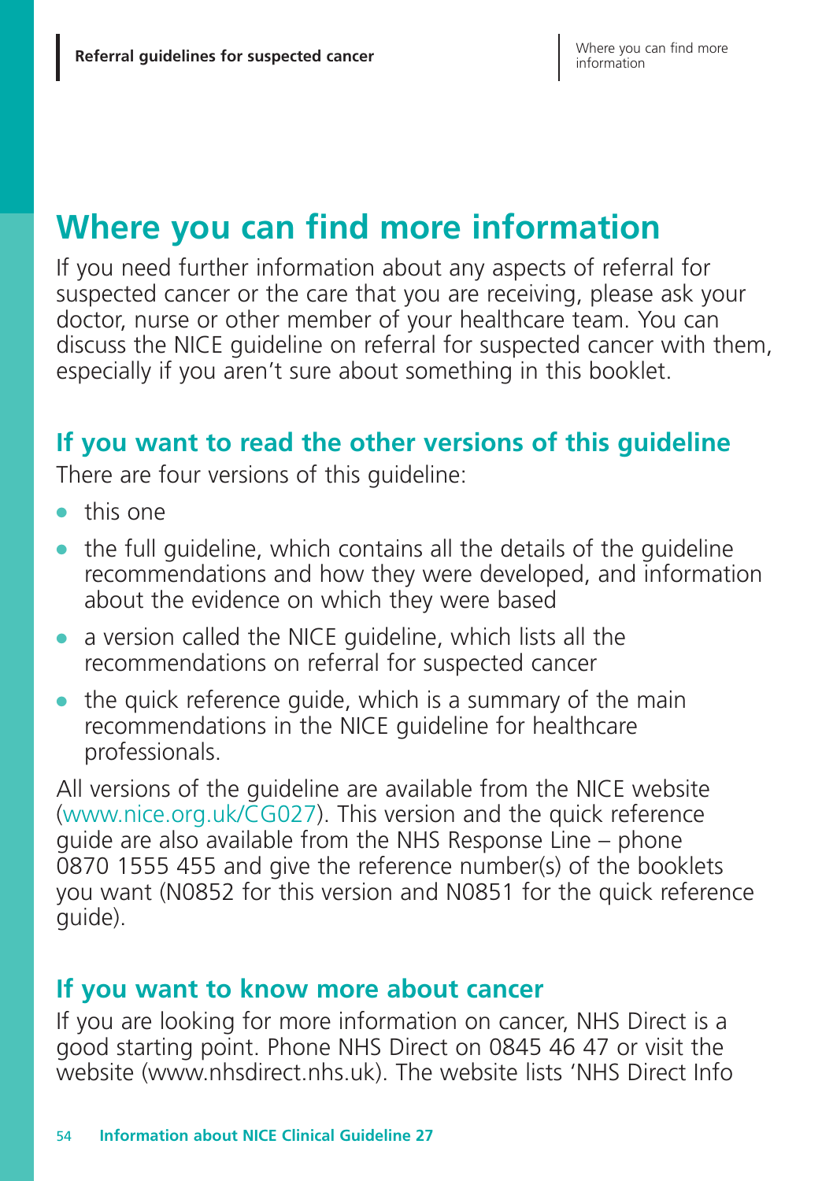# Where you can find more information

If you need further information about any aspects of referral for suspected cancer or the care that you are receiving, please ask your doctor, nurse or other member of your healthcare team. You can discuss the NICE guideline on referral for suspected cancer with them, especially if you aren't sure about something in this booklet.

## If you want to read the other versions of this guideline

There are four versions of this guideline:

- this one
- the full guideline, which contains all the details of the guideline recommendations and how they were developed, and information about the evidence on which they were based
- a version called the NICE guideline, which lists all the recommendations on referral for suspected cancer
- the quick reference guide, which is a summary of the main recommendations in the NICE guideline for healthcare professionals.

All versions of the guideline are available from the NICE website (www.nice.org.uk/CG027). This version and the quick reference guide are also available from the NHS Response Line – phone 0870 1555 455 and give the reference number(s) of the booklets you want (N0852 for this version and N0851 for the quick reference guide).

## If you want to know more about cancer

If you are looking for more information on cancer, NHS Direct is a good starting point. Phone NHS Direct on 0845 46 47 or visit the website (www.nhsdirect.nhs.uk). The website lists 'NHS Direct Info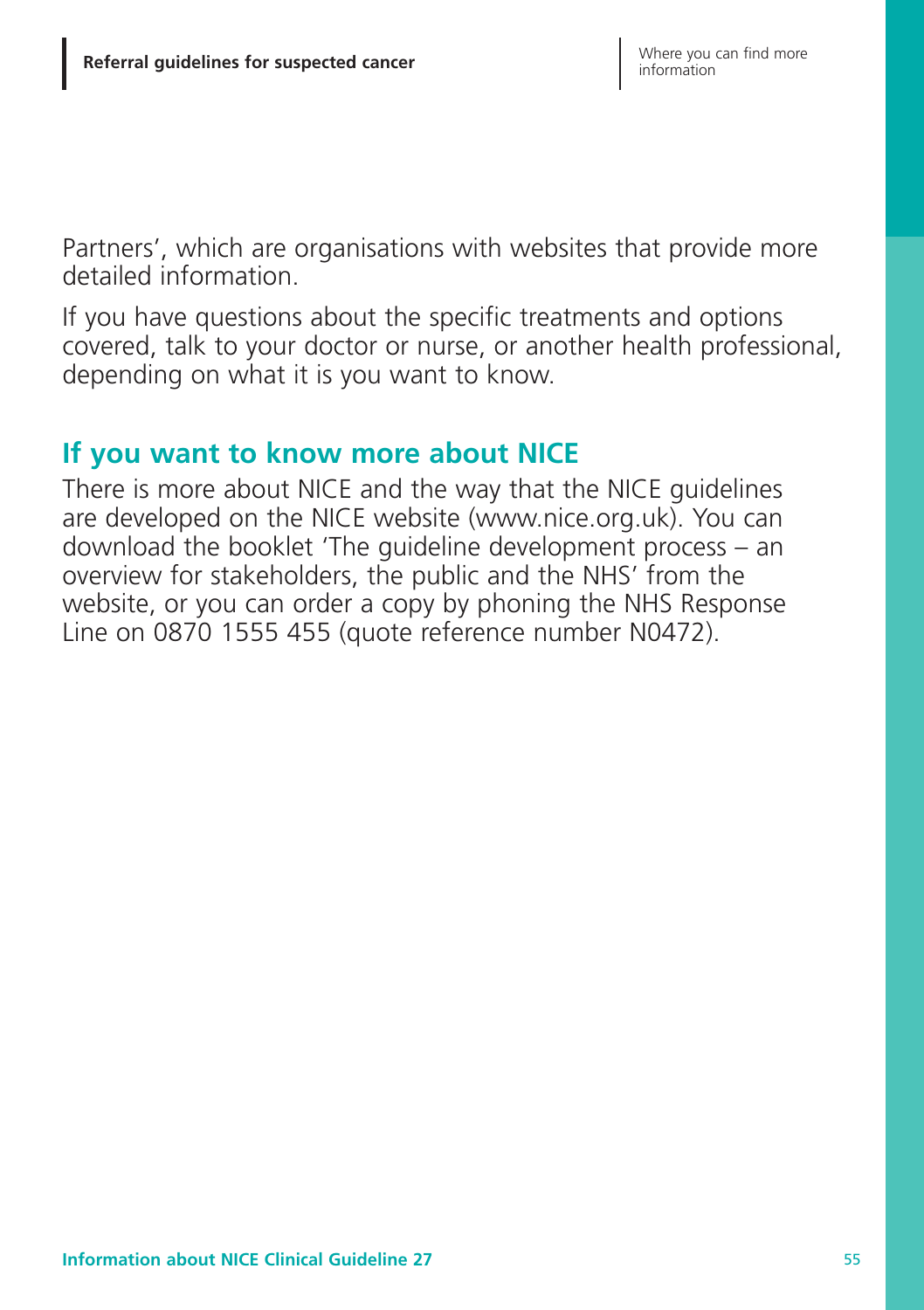Partners', which are organisations with websites that provide more detailed information.

If you have questions about the specific treatments and options covered, talk to your doctor or nurse, or another health professional, depending on what it is you want to know.

## If you want to know more about NICE

There is more about NICE and the way that the NICE guidelines are developed on the NICE website (www.nice.org.uk). You can download the booklet 'The guideline development process – an overview for stakeholders, the public and the NHS' from the website, or you can order a copy by phoning the NHS Response Line on 0870 1555 455 (quote reference number N0472).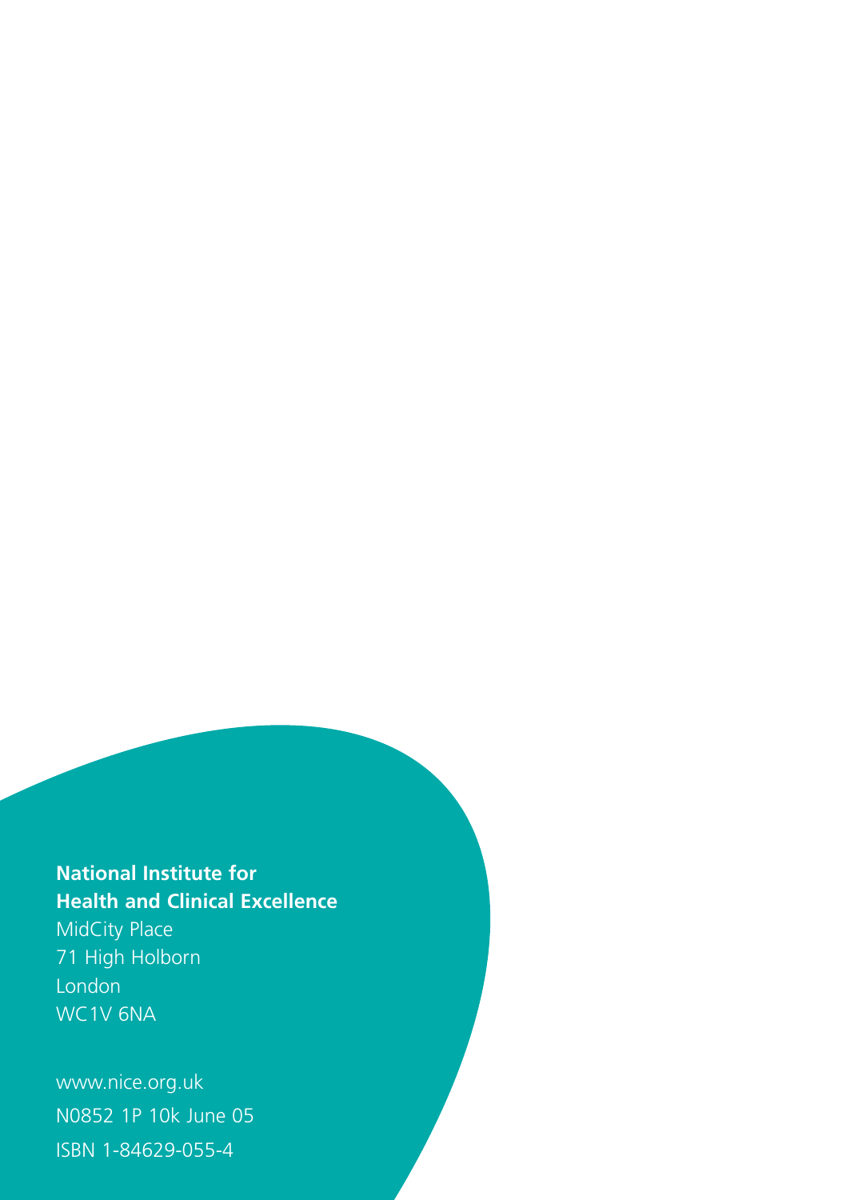**National Institute for Health and Clinical Excellence**
MidCity Place
71 High Holborn
London
WC1V 6NA

www.nice.org.uk
N0852 1P 10k June 05
ISBN 1-84629-055-4